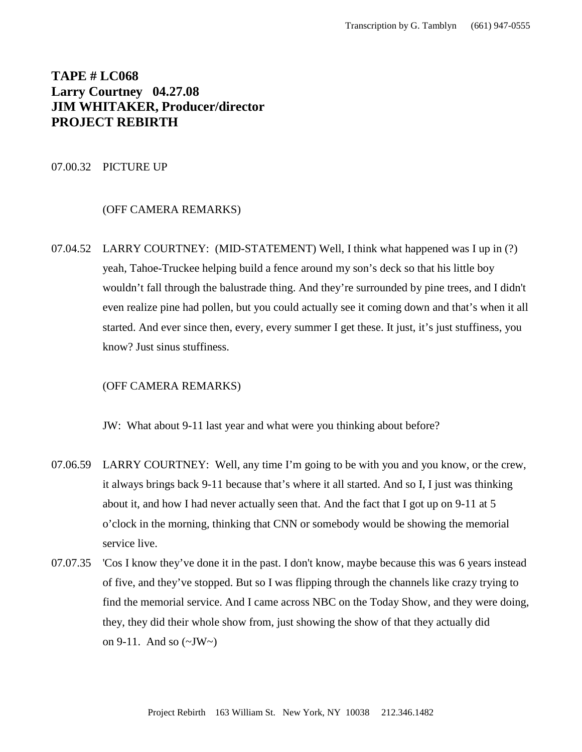# TAPE # LC068
# Larry Courtney 04.27.08
# JIM WHITAKER, Producer/director
# PROJECT REBIRTH

07.00.32 PICTURE UP

(OFF CAMERA REMARKS)

07.04.52 LARRY COURTNEY: (MID-STATEMENT) Well, I think what happened was I up in (?) yeah, Tahoe-Truckee helping build a fence around my son's deck so that his little boy wouldn't fall through the balustrade thing. And they're surrounded by pine trees, and I didn't even realize pine had pollen, but you could actually see it coming down and that's when it all started. And ever since then, every, every summer I get these. It just, it's just stuffiness, you know? Just sinus stuffiness.

(OFF CAMERA REMARKS)

JW: What about 9-11 last year and what were you thinking about before?

07.06.59 LARRY COURTNEY: Well, any time I'm going to be with you and you know, or the crew, it always brings back 9-11 because that's where it all started. And so I, I just was thinking about it, and how I had never actually seen that. And the fact that I got up on 9-11 at 5 o'clock in the morning, thinking that CNN or somebody would be showing the memorial service live.

07.07.35 'Cos I know they've done it in the past. I don't know, maybe because this was 6 years instead of five, and they've stopped. But so I was flipping through the channels like crazy trying to find the memorial service. And I came across NBC on the Today Show, and they were doing, they, they did their whole show from, just showing the show of that they actually did on 9-11. And so (~JW~)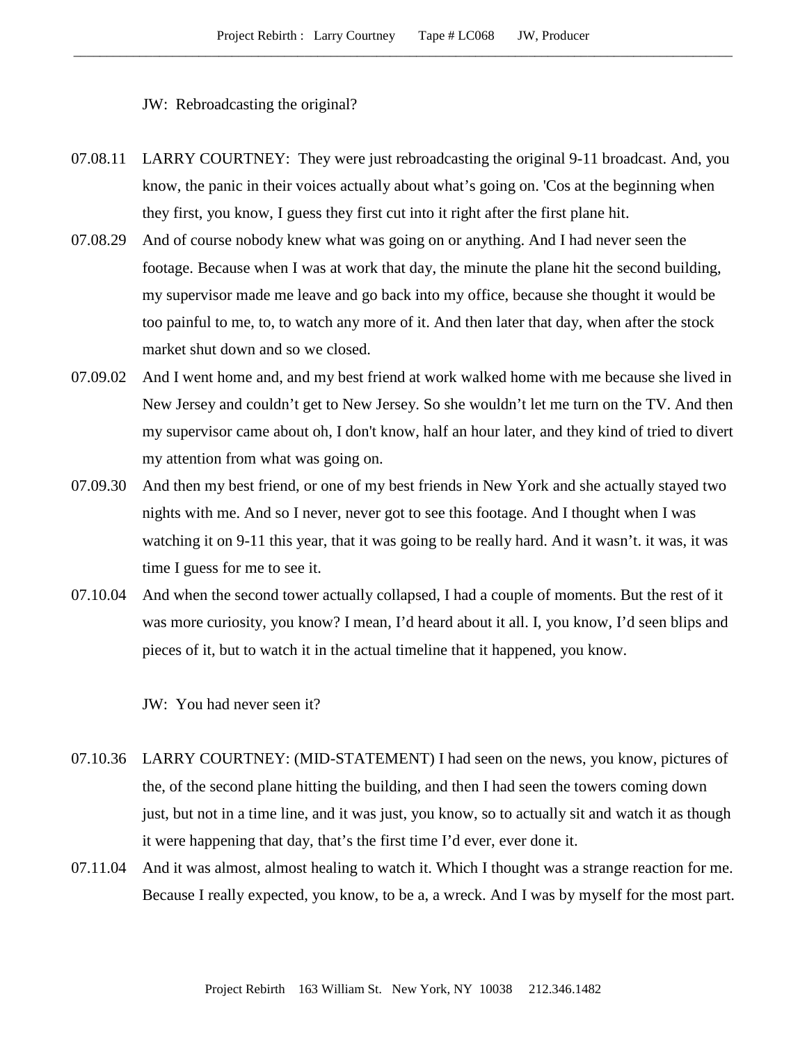JW: Rebroadcasting the original?

07.08.11 LARRY COURTNEY: They were just rebroadcasting the original 9-11 broadcast. And, you know, the panic in their voices actually about what's going on. 'Cos at the beginning when they first, you know, I guess they first cut into it right after the first plane hit.

07.08.29 And of course nobody knew what was going on or anything. And I had never seen the footage. Because when I was at work that day, the minute the plane hit the second building, my supervisor made me leave and go back into my office, because she thought it would be too painful to me, to, to watch any more of it. And then later that day, when after the stock market shut down and so we closed.

07.09.02 And I went home and, and my best friend at work walked home with me because she lived in New Jersey and couldn't get to New Jersey. So she wouldn't let me turn on the TV. And then my supervisor came about oh, I don't know, half an hour later, and they kind of tried to divert my attention from what was going on.

07.09.30 And then my best friend, or one of my best friends in New York and she actually stayed two nights with me. And so I never, never got to see this footage. And I thought when I was watching it on 9-11 this year, that it was going to be really hard. And it wasn't. it was, it was time I guess for me to see it.

07.10.04 And when the second tower actually collapsed, I had a couple of moments. But the rest of it was more curiosity, you know? I mean, I'd heard about it all. I, you know, I'd seen blips and pieces of it, but to watch it in the actual timeline that it happened, you know.

JW: You had never seen it?

07.10.36 LARRY COURTNEY: (MID-STATEMENT) I had seen on the news, you know, pictures of the, of the second plane hitting the building, and then I had seen the towers coming down just, but not in a time line, and it was just, you know, so to actually sit and watch it as though it were happening that day, that's the first time I'd ever, ever done it.

07.11.04 And it was almost, almost healing to watch it. Which I thought was a strange reaction for me. Because I really expected, you know, to be a, a wreck. And I was by myself for the most part.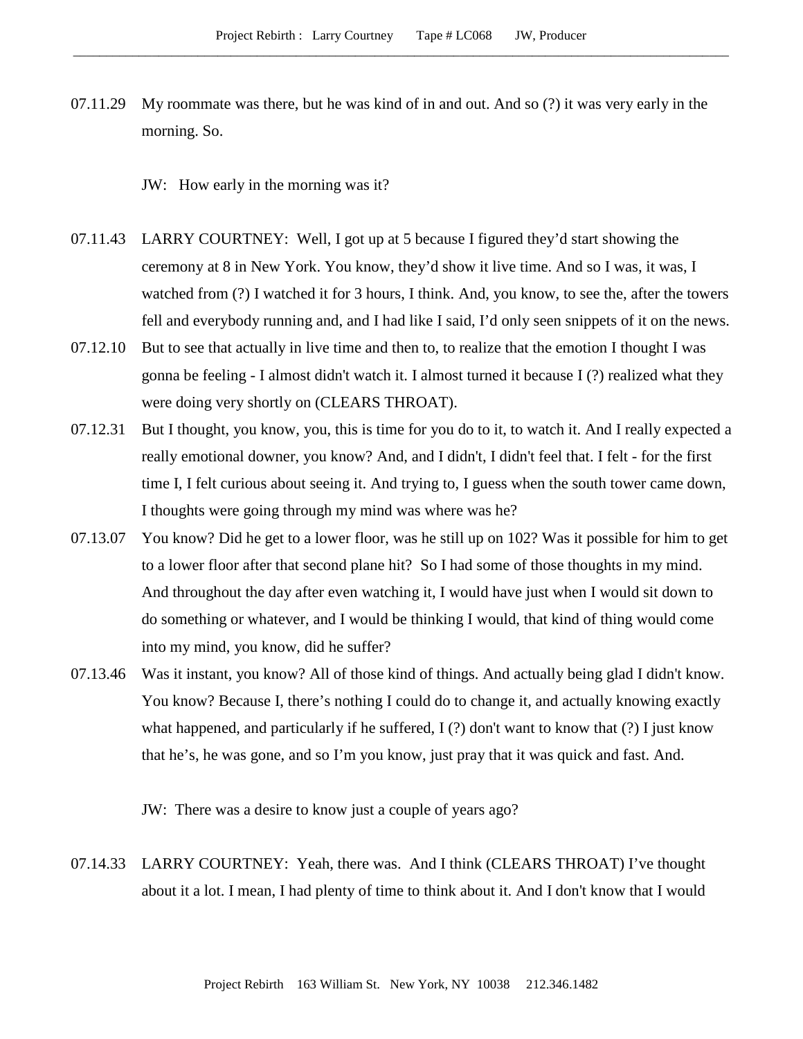07.11.29 My roommate was there, but he was kind of in and out. And so (?) it was very early in the morning. So.

JW: How early in the morning was it?

07.11.43 LARRY COURTNEY: Well, I got up at 5 because I figured they'd start showing the ceremony at 8 in New York. You know, they'd show it live time. And so I was, it was, I watched from (?) I watched it for 3 hours, I think. And, you know, to see the, after the towers fell and everybody running and, and I had like I said, I'd only seen snippets of it on the news.

07.12.10 But to see that actually in live time and then to, to realize that the emotion I thought I was gonna be feeling - I almost didn't watch it. I almost turned it because I (?) realized what they were doing very shortly on (CLEARS THROAT).

07.12.31 But I thought, you know, you, this is time for you do to it, to watch it. And I really expected a really emotional downer, you know? And, and I didn't, I didn't feel that. I felt - for the first time I, I felt curious about seeing it. And trying to, I guess when the south tower came down, I thoughts were going through my mind was where was he?

07.13.07 You know? Did he get to a lower floor, was he still up on 102? Was it possible for him to get to a lower floor after that second plane hit? So I had some of those thoughts in my mind. And throughout the day after even watching it, I would have just when I would sit down to do something or whatever, and I would be thinking I would, that kind of thing would come into my mind, you know, did he suffer?

07.13.46 Was it instant, you know? All of those kind of things. And actually being glad I didn't know. You know? Because I, there's nothing I could do to change it, and actually knowing exactly what happened, and particularly if he suffered, I (?) don't want to know that (?) I just know that he's, he was gone, and so I'm you know, just pray that it was quick and fast. And.

JW: There was a desire to know just a couple of years ago?

07.14.33 LARRY COURTNEY: Yeah, there was. And I think (CLEARS THROAT) I've thought about it a lot. I mean, I had plenty of time to think about it. And I don't know that I would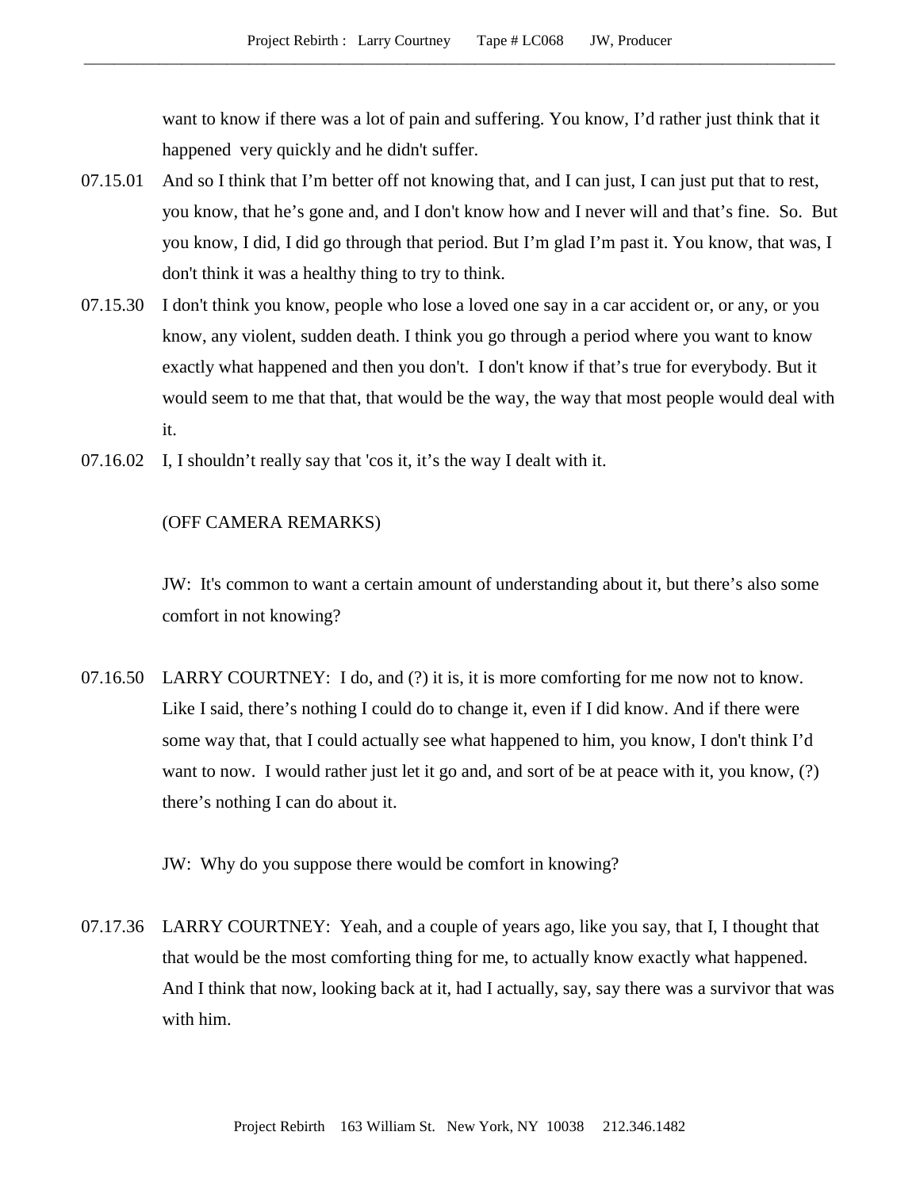want to know if there was a lot of pain and suffering. You know, I'd rather just think that it happened very quickly and he didn't suffer.

07.15.01 And so I think that I'm better off not knowing that, and I can just, I can just put that to rest, you know, that he's gone and, and I don't know how and I never will and that's fine. So. But you know, I did, I did go through that period. But I'm glad I'm past it. You know, that was, I don't think it was a healthy thing to try to think.

07.15.30 I don't think you know, people who lose a loved one say in a car accident or, or any, or you know, any violent, sudden death. I think you go through a period where you want to know exactly what happened and then you don't. I don't know if that's true for everybody. But it would seem to me that that, that would be the way, the way that most people would deal with it.

07.16.02 I, I shouldn't really say that 'cos it, it's the way I dealt with it.

(OFF CAMERA REMARKS)

JW: It's common to want a certain amount of understanding about it, but there's also some comfort in not knowing?

07.16.50 LARRY COURTNEY: I do, and (?) it is, it is more comforting for me now not to know. Like I said, there's nothing I could do to change it, even if I did know. And if there were some way that, that I could actually see what happened to him, you know, I don't think I'd want to now. I would rather just let it go and, and sort of be at peace with it, you know, (?) there's nothing I can do about it.

JW: Why do you suppose there would be comfort in knowing?

07.17.36 LARRY COURTNEY: Yeah, and a couple of years ago, like you say, that I, I thought that that would be the most comforting thing for me, to actually know exactly what happened. And I think that now, looking back at it, had I actually, say, say there was a survivor that was with him.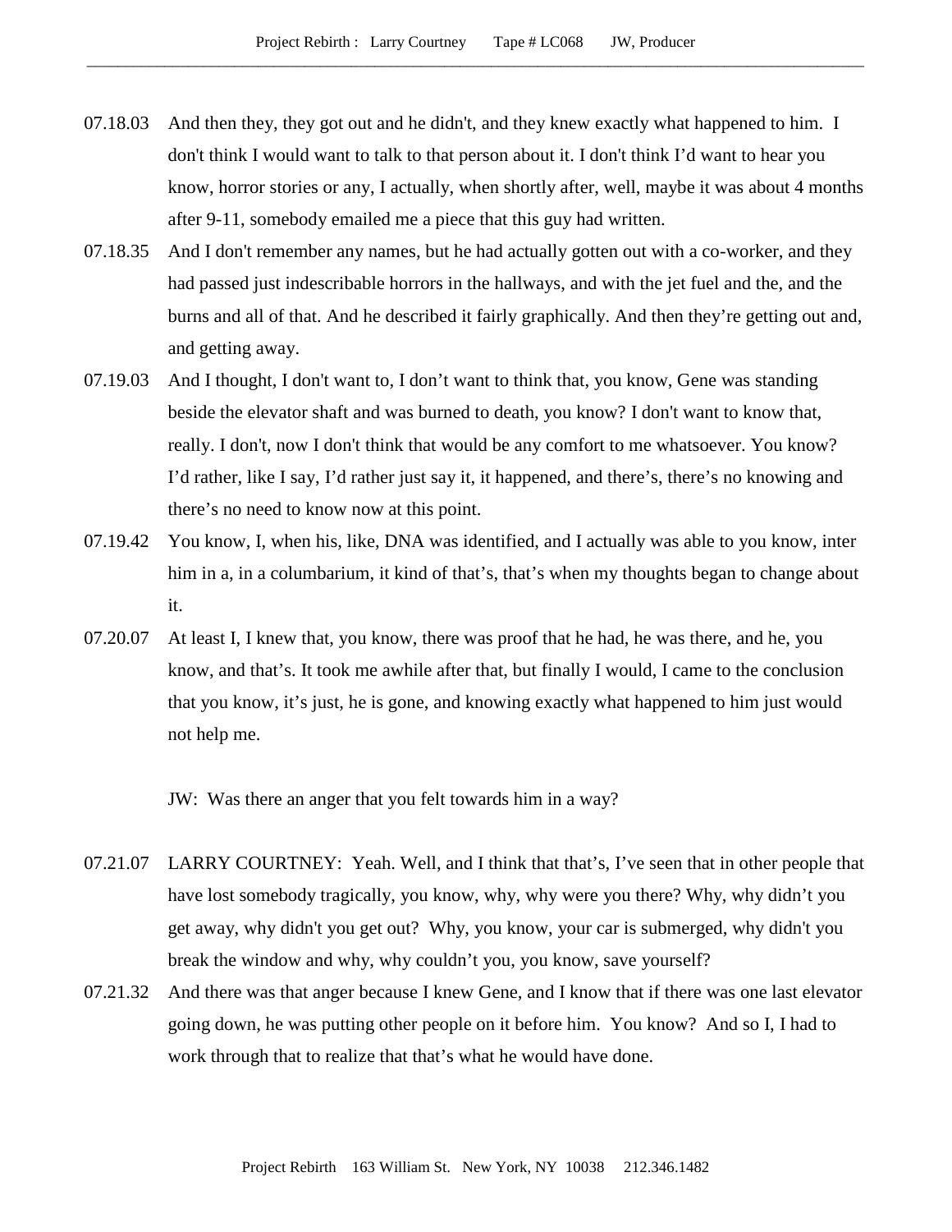07.18.03 And then they, they got out and he didn't, and they knew exactly what happened to him. I don't think I would want to talk to that person about it. I don't think I'd want to hear you know, horror stories or any, I actually, when shortly after, well, maybe it was about 4 months after 9-11, somebody emailed me a piece that this guy had written.

07.18.35 And I don't remember any names, but he had actually gotten out with a co-worker, and they had passed just indescribable horrors in the hallways, and with the jet fuel and the, and the burns and all of that. And he described it fairly graphically. And then they're getting out and, and getting away.

07.19.03 And I thought, I don't want to, I don't want to think that, you know, Gene was standing beside the elevator shaft and was burned to death, you know? I don't want to know that, really. I don't, now I don't think that would be any comfort to me whatsoever. You know? I'd rather, like I say, I'd rather just say it, it happened, and there's, there's no knowing and there's no need to know now at this point.

07.19.42 You know, I, when his, like, DNA was identified, and I actually was able to you know, inter him in a, in a columbarium, it kind of that's, that's when my thoughts began to change about it.

07.20.07 At least I, I knew that, you know, there was proof that he had, he was there, and he, you know, and that's. It took me awhile after that, but finally I would, I came to the conclusion that you know, it's just, he is gone, and knowing exactly what happened to him just would not help me.

JW: Was there an anger that you felt towards him in a way?

07.21.07 LARRY COURTNEY: Yeah. Well, and I think that that's, I've seen that in other people that have lost somebody tragically, you know, why, why were you there? Why, why didn't you get away, why didn't you get out? Why, you know, your car is submerged, why didn't you break the window and why, why couldn't you, you know, save yourself?

07.21.32 And there was that anger because I knew Gene, and I know that if there was one last elevator going down, he was putting other people on it before him. You know? And so I, I had to work through that to realize that that's what he would have done.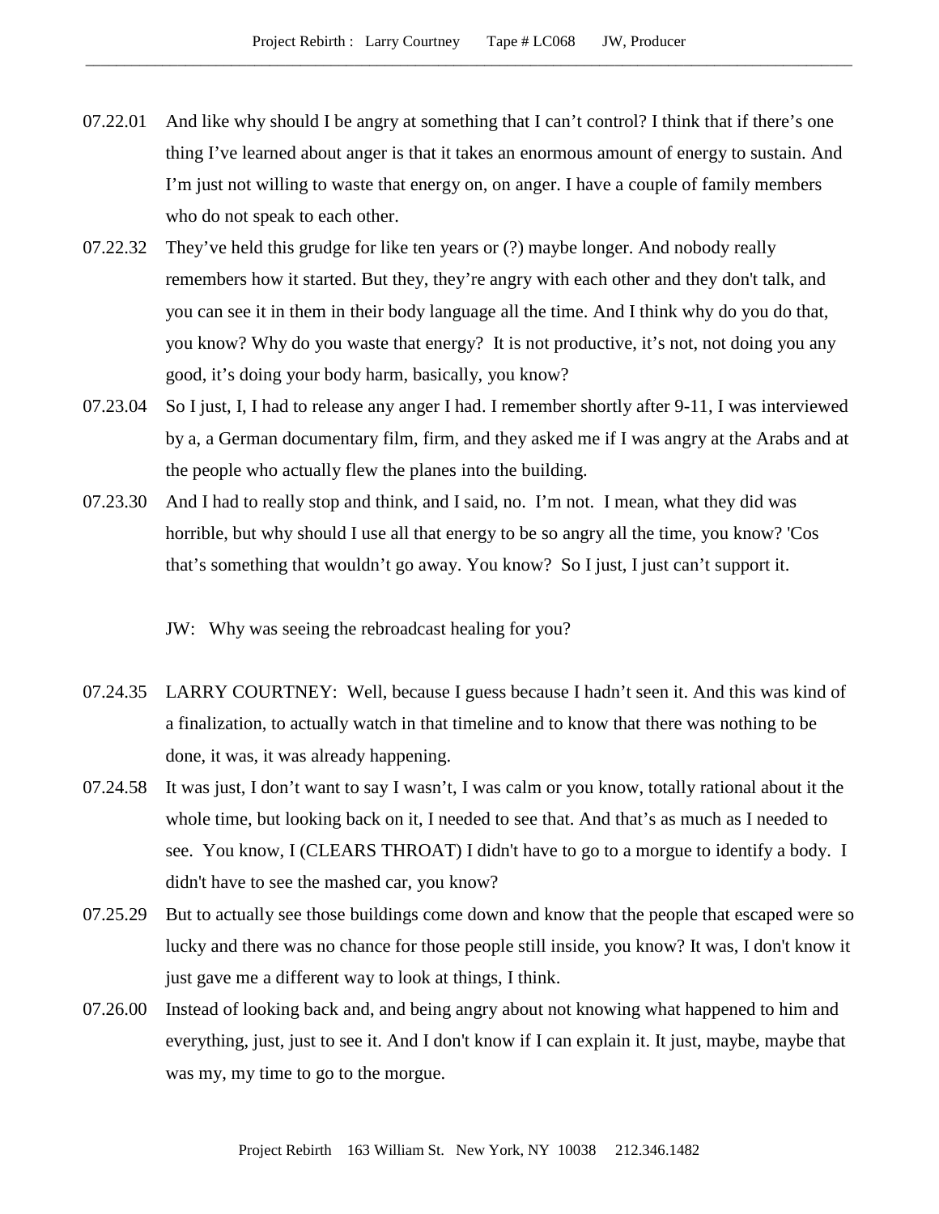07.22.01 And like why should I be angry at something that I can't control? I think that if there's one thing I've learned about anger is that it takes an enormous amount of energy to sustain. And I'm just not willing to waste that energy on, on anger. I have a couple of family members who do not speak to each other.

07.22.32 They've held this grudge for like ten years or (?) maybe longer. And nobody really remembers how it started. But they, they're angry with each other and they don't talk, and you can see it in them in their body language all the time. And I think why do you do that, you know? Why do you waste that energy? It is not productive, it's not, not doing you any good, it's doing your body harm, basically, you know?

07.23.04 So I just, I, I had to release any anger I had. I remember shortly after 9-11, I was interviewed by a, a German documentary film, firm, and they asked me if I was angry at the Arabs and at the people who actually flew the planes into the building.

07.23.30 And I had to really stop and think, and I said, no. I'm not. I mean, what they did was horrible, but why should I use all that energy to be so angry all the time, you know? 'Cos that's something that wouldn't go away. You know? So I just, I just can't support it.

JW: Why was seeing the rebroadcast healing for you?

07.24.35 LARRY COURTNEY: Well, because I guess because I hadn't seen it. And this was kind of a finalization, to actually watch in that timeline and to know that there was nothing to be done, it was, it was already happening.

07.24.58 It was just, I don't want to say I wasn't, I was calm or you know, totally rational about it the whole time, but looking back on it, I needed to see that. And that's as much as I needed to see. You know, I (CLEARS THROAT) I didn't have to go to a morgue to identify a body. I didn't have to see the mashed car, you know?

07.25.29 But to actually see those buildings come down and know that the people that escaped were so lucky and there was no chance for those people still inside, you know? It was, I don't know it just gave me a different way to look at things, I think.

07.26.00 Instead of looking back and, and being angry about not knowing what happened to him and everything, just, just to see it. And I don't know if I can explain it. It just, maybe, maybe that was my, my time to go to the morgue.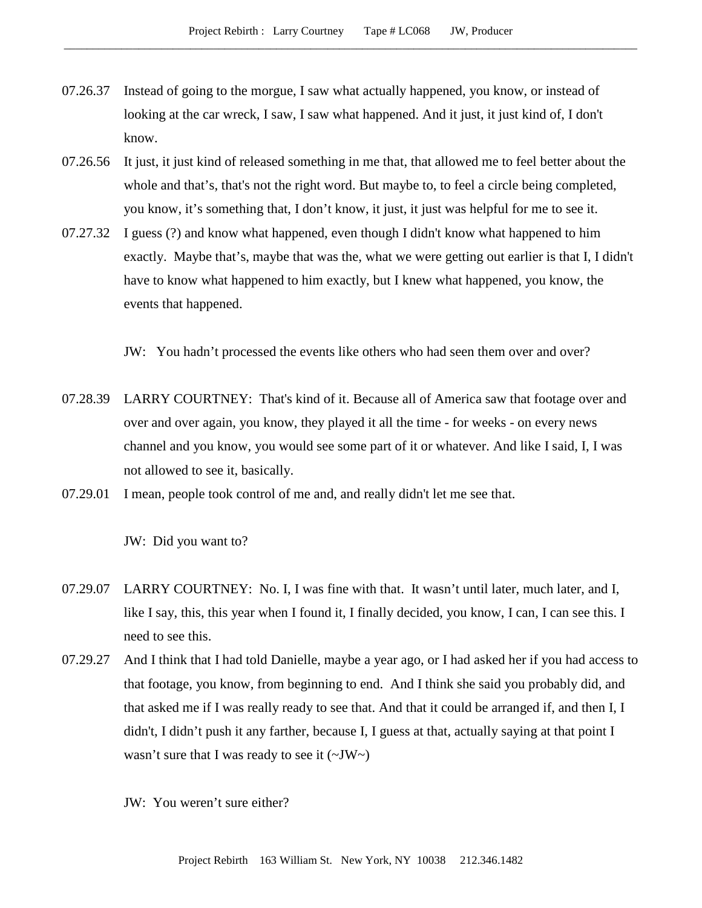07.26.37 Instead of going to the morgue, I saw what actually happened, you know, or instead of looking at the car wreck, I saw, I saw what happened. And it just, it just kind of, I don't know.

07.26.56 It just, it just kind of released something in me that, that allowed me to feel better about the whole and that’s, that's not the right word. But maybe to, to feel a circle being completed, you know, it’s something that, I don’t know, it just, it just was helpful for me to see it.

07.27.32 I guess (?) and know what happened, even though I didn't know what happened to him exactly. Maybe that’s, maybe that was the, what we were getting out earlier is that I, I didn't have to know what happened to him exactly, but I knew what happened, you know, the events that happened.

JW: You hadn’t processed the events like others who had seen them over and over?

07.28.39 LARRY COURTNEY: That's kind of it. Because all of America saw that footage over and over and over again, you know, they played it all the time - for weeks - on every news channel and you know, you would see some part of it or whatever. And like I said, I, I was not allowed to see it, basically.

07.29.01 I mean, people took control of me and, and really didn't let me see that.

JW: Did you want to?

07.29.07 LARRY COURTNEY: No. I, I was fine with that. It wasn’t until later, much later, and I, like I say, this, this year when I found it, I finally decided, you know, I can, I can see this. I need to see this.

07.29.27 And I think that I had told Danielle, maybe a year ago, or I had asked her if you had access to that footage, you know, from beginning to end. And I think she said you probably did, and that asked me if I was really ready to see that. And that it could be arranged if, and then I, I didn't, I didn’t push it any farther, because I, I guess at that, actually saying at that point I wasn’t sure that I was ready to see it (~JW~)

JW: You weren’t sure either?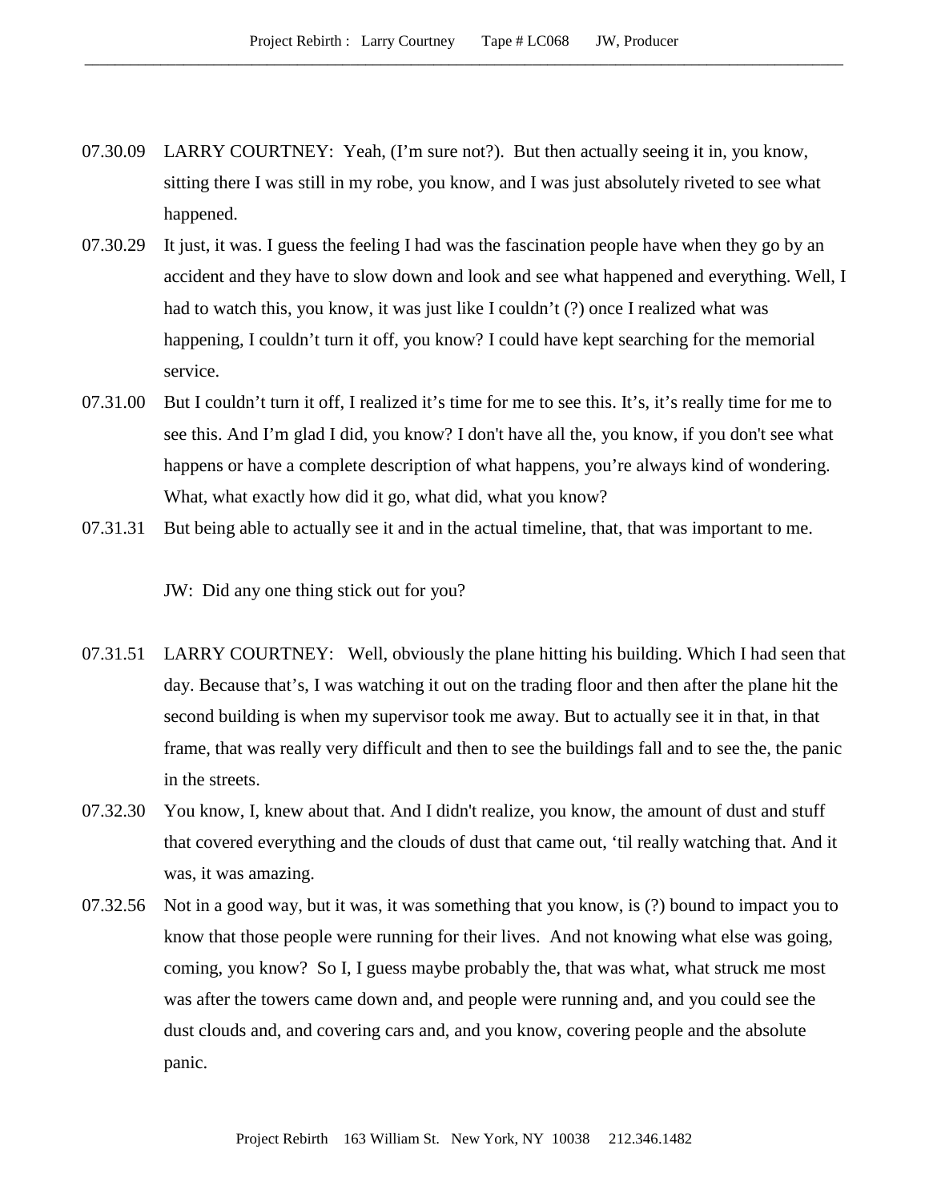07.30.09 LARRY COURTNEY: Yeah, (I'm sure not?). But then actually seeing it in, you know, sitting there I was still in my robe, you know, and I was just absolutely riveted to see what happened.

07.30.29 It just, it was. I guess the feeling I had was the fascination people have when they go by an accident and they have to slow down and look and see what happened and everything. Well, I had to watch this, you know, it was just like I couldn't (?) once I realized what was happening, I couldn't turn it off, you know? I could have kept searching for the memorial service.

07.31.00 But I couldn't turn it off, I realized it's time for me to see this. It's, it's really time for me to see this. And I'm glad I did, you know? I don't have all the, you know, if you don't see what happens or have a complete description of what happens, you're always kind of wondering. What, what exactly how did it go, what did, what you know?

07.31.31 But being able to actually see it and in the actual timeline, that, that was important to me.

JW: Did any one thing stick out for you?

07.31.51 LARRY COURTNEY: Well, obviously the plane hitting his building. Which I had seen that day. Because that's, I was watching it out on the trading floor and then after the plane hit the second building is when my supervisor took me away. But to actually see it in that, in that frame, that was really very difficult and then to see the buildings fall and to see the, the panic in the streets.

07.32.30 You know, I, knew about that. And I didn't realize, you know, the amount of dust and stuff that covered everything and the clouds of dust that came out, 'til really watching that. And it was, it was amazing.

07.32.56 Not in a good way, but it was, it was something that you know, is (?) bound to impact you to know that those people were running for their lives. And not knowing what else was going, coming, you know? So I, I guess maybe probably the, that was what, what struck me most was after the towers came down and, and people were running and, and you could see the dust clouds and, and covering cars and, and you know, covering people and the absolute panic.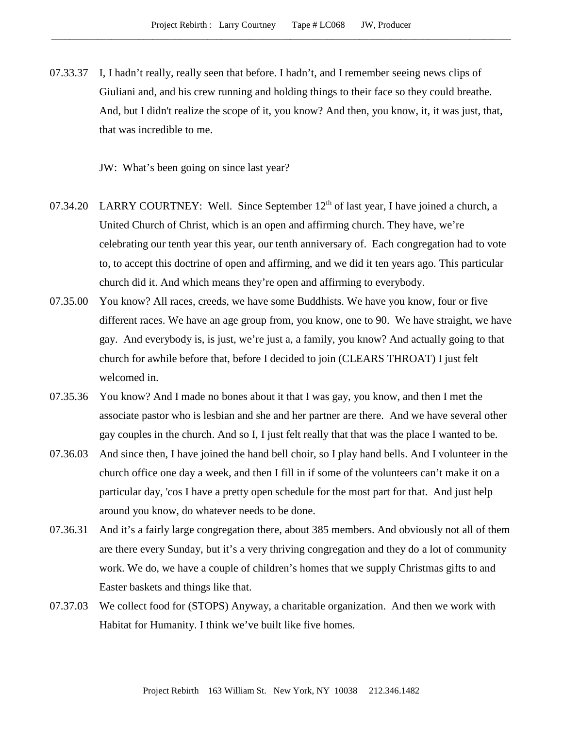07.33.37 I, I hadn't really, really seen that before. I hadn't, and I remember seeing news clips of Giuliani and, and his crew running and holding things to their face so they could breathe. And, but I didn't realize the scope of it, you know? And then, you know, it, it was just, that, that was incredible to me.

JW: What's been going on since last year?

07.34.20 LARRY COURTNEY: Well. Since September 12th of last year, I have joined a church, a United Church of Christ, which is an open and affirming church. They have, we're celebrating our tenth year this year, our tenth anniversary of. Each congregation had to vote to, to accept this doctrine of open and affirming, and we did it ten years ago. This particular church did it. And which means they're open and affirming to everybody.

07.35.00 You know? All races, creeds, we have some Buddhists. We have you know, four or five different races. We have an age group from, you know, one to 90. We have straight, we have gay. And everybody is, is just, we're just a, a family, you know? And actually going to that church for awhile before that, before I decided to join (CLEARS THROAT) I just felt welcomed in.

07.35.36 You know? And I made no bones about it that I was gay, you know, and then I met the associate pastor who is lesbian and she and her partner are there. And we have several other gay couples in the church. And so I, I just felt really that that was the place I wanted to be.

07.36.03 And since then, I have joined the hand bell choir, so I play hand bells. And I volunteer in the church office one day a week, and then I fill in if some of the volunteers can't make it on a particular day, 'cos I have a pretty open schedule for the most part for that. And just help around you know, do whatever needs to be done.

07.36.31 And it's a fairly large congregation there, about 385 members. And obviously not all of them are there every Sunday, but it's a very thriving congregation and they do a lot of community work. We do, we have a couple of children's homes that we supply Christmas gifts to and Easter baskets and things like that.

07.37.03 We collect food for (STOPS) Anyway, a charitable organization. And then we work with Habitat for Humanity. I think we've built like five homes.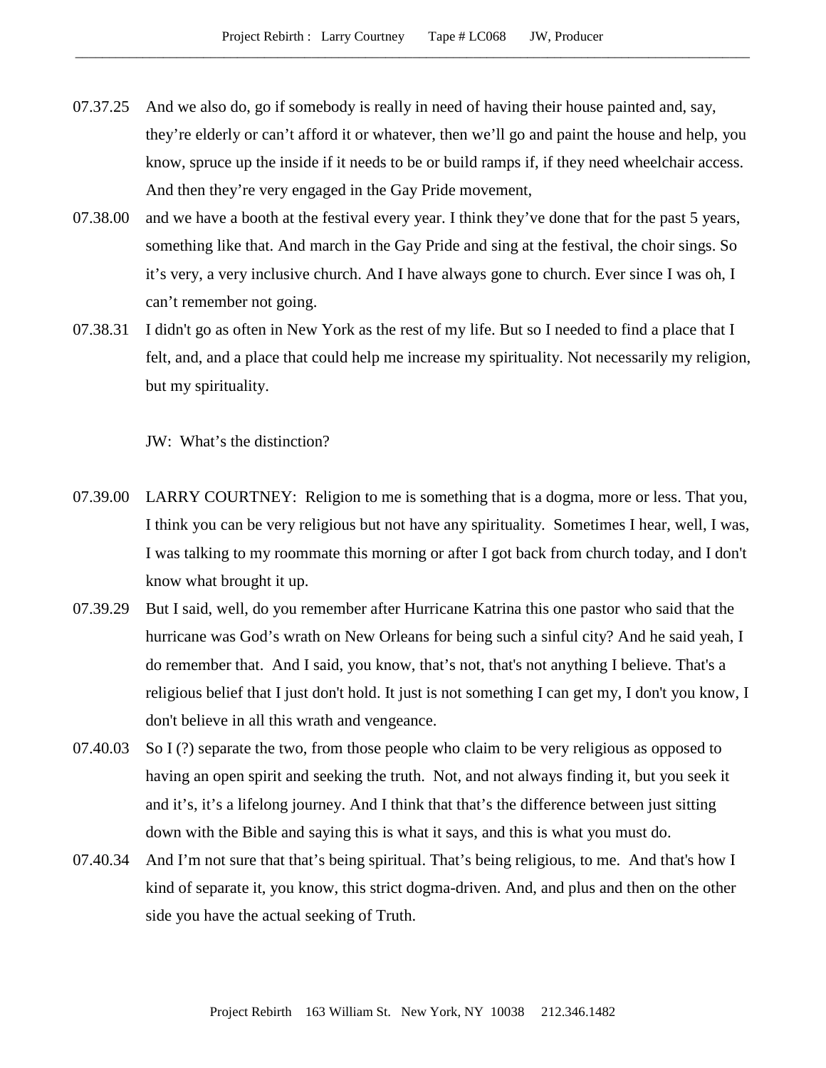07.37.25 And we also do, go if somebody is really in need of having their house painted and, say, they're elderly or can't afford it or whatever, then we'll go and paint the house and help, you know, spruce up the inside if it needs to be or build ramps if, if they need wheelchair access. And then they're very engaged in the Gay Pride movement,

07.38.00 and we have a booth at the festival every year. I think they've done that for the past 5 years, something like that. And march in the Gay Pride and sing at the festival, the choir sings. So it's very, a very inclusive church. And I have always gone to church. Ever since I was oh, I can't remember not going.

07.38.31 I didn't go as often in New York as the rest of my life. But so I needed to find a place that I felt, and, and a place that could help me increase my spirituality. Not necessarily my religion, but my spirituality.

JW: What's the distinction?

07.39.00 LARRY COURTNEY: Religion to me is something that is a dogma, more or less. That you, I think you can be very religious but not have any spirituality. Sometimes I hear, well, I was, I was talking to my roommate this morning or after I got back from church today, and I don't know what brought it up.

07.39.29 But I said, well, do you remember after Hurricane Katrina this one pastor who said that the hurricane was God's wrath on New Orleans for being such a sinful city? And he said yeah, I do remember that. And I said, you know, that's not, that's not anything I believe. That's a religious belief that I just don't hold. It just is not something I can get my, I don't you know, I don't believe in all this wrath and vengeance.

07.40.03 So I (?) separate the two, from those people who claim to be very religious as opposed to having an open spirit and seeking the truth. Not, and not always finding it, but you seek it and it's, it's a lifelong journey. And I think that that's the difference between just sitting down with the Bible and saying this is what it says, and this is what you must do.

07.40.34 And I'm not sure that that's being spiritual. That's being religious, to me. And that's how I kind of separate it, you know, this strict dogma-driven. And, and plus and then on the other side you have the actual seeking of Truth.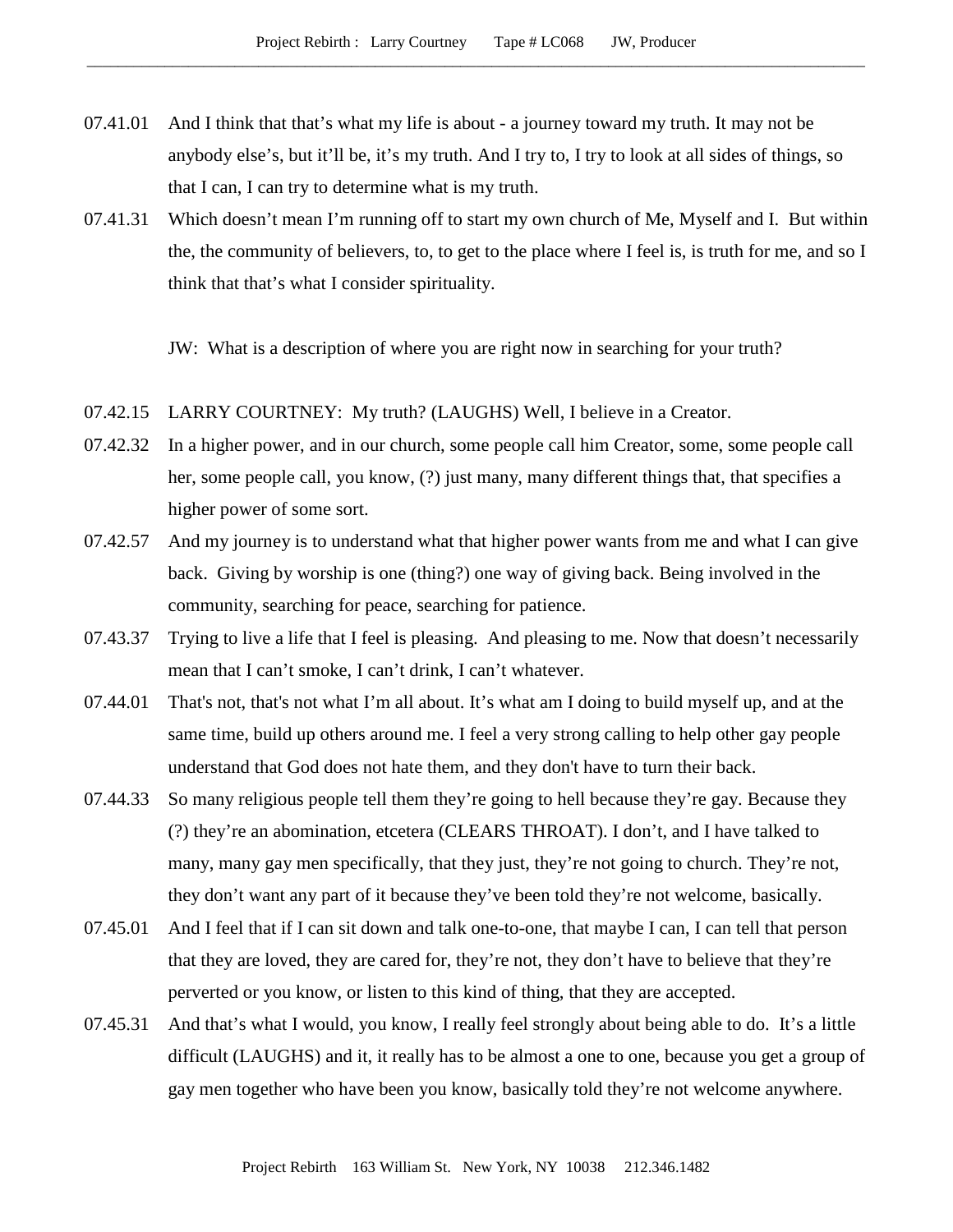07.41.01 And I think that that's what my life is about - a journey toward my truth. It may not be anybody else's, but it'll be, it's my truth. And I try to, I try to look at all sides of things, so that I can, I can try to determine what is my truth.

07.41.31 Which doesn't mean I'm running off to start my own church of Me, Myself and I. But within the, the community of believers, to, to get to the place where I feel is, is truth for me, and so I think that that's what I consider spirituality.

JW: What is a description of where you are right now in searching for your truth?

07.42.15 LARRY COURTNEY: My truth? (LAUGHS) Well, I believe in a Creator.

07.42.32 In a higher power, and in our church, some people call him Creator, some, some people call her, some people call, you know, (?) just many, many different things that, that specifies a higher power of some sort.

07.42.57 And my journey is to understand what that higher power wants from me and what I can give back. Giving by worship is one (thing?) one way of giving back. Being involved in the community, searching for peace, searching for patience.

07.43.37 Trying to live a life that I feel is pleasing. And pleasing to me. Now that doesn't necessarily mean that I can't smoke, I can't drink, I can't whatever.

07.44.01 That's not, that's not what I'm all about. It's what am I doing to build myself up, and at the same time, build up others around me. I feel a very strong calling to help other gay people understand that God does not hate them, and they don't have to turn their back.

07.44.33 So many religious people tell them they're going to hell because they're gay. Because they (?) they're an abomination, etcetera (CLEARS THROAT). I don't, and I have talked to many, many gay men specifically, that they just, they're not going to church. They're not, they don't want any part of it because they've been told they're not welcome, basically.

07.45.01 And I feel that if I can sit down and talk one-to-one, that maybe I can, I can tell that person that they are loved, they are cared for, they're not, they don't have to believe that they're perverted or you know, or listen to this kind of thing, that they are accepted.

07.45.31 And that's what I would, you know, I really feel strongly about being able to do. It's a little difficult (LAUGHS) and it, it really has to be almost a one to one, because you get a group of gay men together who have been you know, basically told they're not welcome anywhere.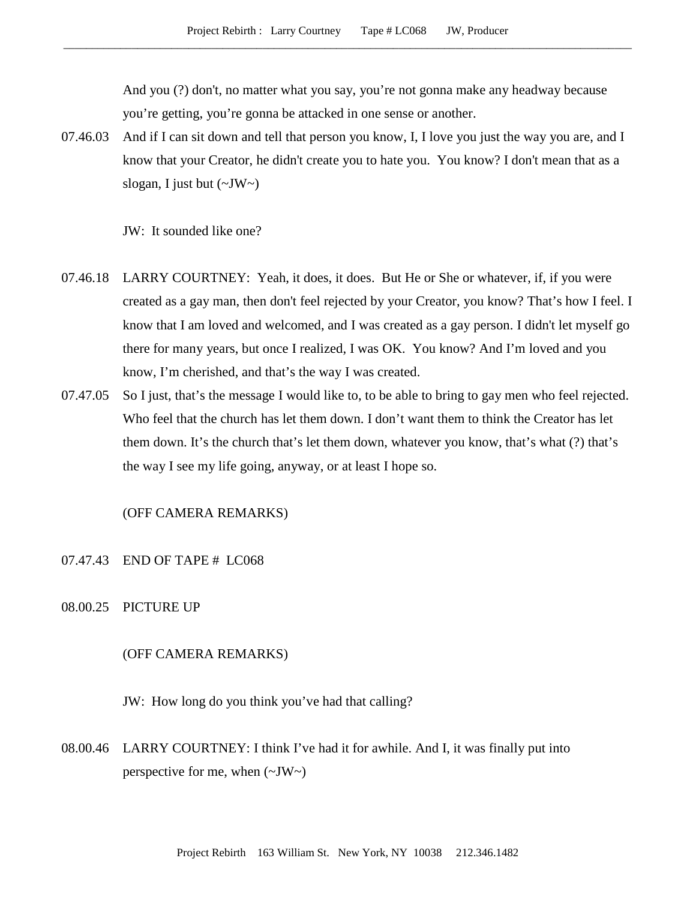And you (?) don't, no matter what you say, you're not gonna make any headway because you're getting, you're gonna be attacked in one sense or another.

07.46.03 And if I can sit down and tell that person you know, I, I love you just the way you are, and I know that your Creator, he didn't create you to hate you. You know? I don't mean that as a slogan, I just but (~JW~)

JW: It sounded like one?

07.46.18 LARRY COURTNEY: Yeah, it does, it does. But He or She or whatever, if, if you were created as a gay man, then don't feel rejected by your Creator, you know? That's how I feel. I know that I am loved and welcomed, and I was created as a gay person. I didn't let myself go there for many years, but once I realized, I was OK. You know? And I'm loved and you know, I'm cherished, and that's the way I was created.

07.47.05 So I just, that's the message I would like to, to be able to bring to gay men who feel rejected. Who feel that the church has let them down. I don't want them to think the Creator has let them down. It's the church that's let them down, whatever you know, that's what (?) that's the way I see my life going, anyway, or at least I hope so.

(OFF CAMERA REMARKS)

07.47.43 END OF TAPE # LC068

08.00.25 PICTURE UP

(OFF CAMERA REMARKS)

JW: How long do you think you've had that calling?

08.00.46 LARRY COURTNEY: I think I've had it for awhile. And I, it was finally put into perspective for me, when (~JW~)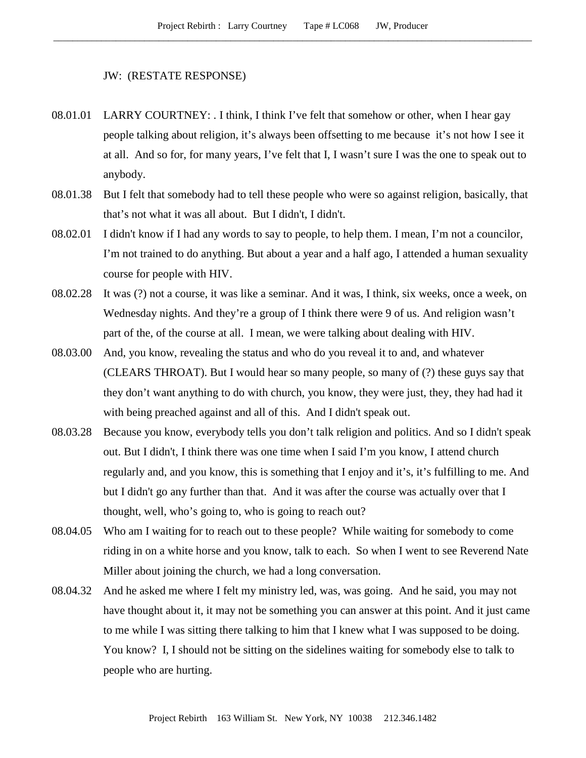JW: (RESTATE RESPONSE)

08.01.01 LARRY COURTNEY: . I think, I think I've felt that somehow or other, when I hear gay people talking about religion, it's always been offsetting to me because it's not how I see it at all. And so for, for many years, I've felt that I, I wasn't sure I was the one to speak out to anybody.

08.01.38 But I felt that somebody had to tell these people who were so against religion, basically, that that's not what it was all about. But I didn't, I didn't.

08.02.01 I didn't know if I had any words to say to people, to help them. I mean, I'm not a councilor, I'm not trained to do anything. But about a year and a half ago, I attended a human sexuality course for people with HIV.

08.02.28 It was (?) not a course, it was like a seminar. And it was, I think, six weeks, once a week, on Wednesday nights. And they're a group of I think there were 9 of us. And religion wasn't part of the, of the course at all. I mean, we were talking about dealing with HIV.

08.03.00 And, you know, revealing the status and who do you reveal it to and, and whatever (CLEARS THROAT). But I would hear so many people, so many of (?) these guys say that they don't want anything to do with church, you know, they were just, they, they had had it with being preached against and all of this. And I didn't speak out.

08.03.28 Because you know, everybody tells you don't talk religion and politics. And so I didn't speak out. But I didn't, I think there was one time when I said I'm you know, I attend church regularly and, and you know, this is something that I enjoy and it's, it's fulfilling to me. And but I didn't go any further than that. And it was after the course was actually over that I thought, well, who's going to, who is going to reach out?

08.04.05 Who am I waiting for to reach out to these people? While waiting for somebody to come riding in on a white horse and you know, talk to each. So when I went to see Reverend Nate Miller about joining the church, we had a long conversation.

08.04.32 And he asked me where I felt my ministry led, was, was going. And he said, you may not have thought about it, it may not be something you can answer at this point. And it just came to me while I was sitting there talking to him that I knew what I was supposed to be doing. You know? I, I should not be sitting on the sidelines waiting for somebody else to talk to people who are hurting.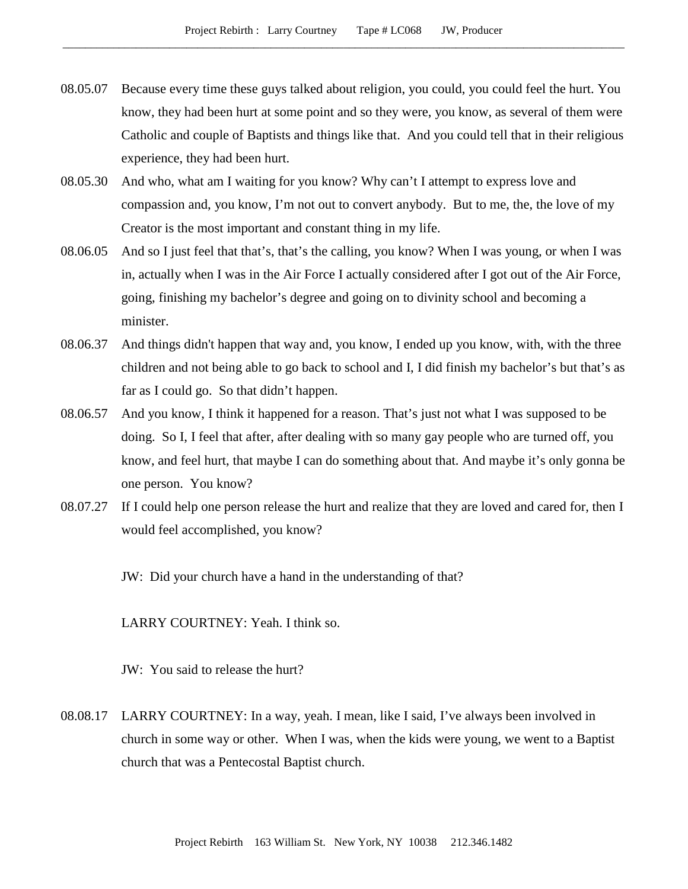08.05.07 Because every time these guys talked about religion, you could, you could feel the hurt. You know, they had been hurt at some point and so they were, you know, as several of them were Catholic and couple of Baptists and things like that. And you could tell that in their religious experience, they had been hurt.

08.05.30 And who, what am I waiting for you know? Why can't I attempt to express love and compassion and, you know, I'm not out to convert anybody. But to me, the, the love of my Creator is the most important and constant thing in my life.

08.06.05 And so I just feel that that's, that's the calling, you know? When I was young, or when I was in, actually when I was in the Air Force I actually considered after I got out of the Air Force, going, finishing my bachelor's degree and going on to divinity school and becoming a minister.

08.06.37 And things didn't happen that way and, you know, I ended up you know, with, with the three children and not being able to go back to school and I, I did finish my bachelor's but that's as far as I could go. So that didn't happen.

08.06.57 And you know, I think it happened for a reason. That's just not what I was supposed to be doing. So I, I feel that after, after dealing with so many gay people who are turned off, you know, and feel hurt, that maybe I can do something about that. And maybe it's only gonna be one person. You know?

08.07.27 If I could help one person release the hurt and realize that they are loved and cared for, then I would feel accomplished, you know?

JW: Did your church have a hand in the understanding of that?

LARRY COURTNEY: Yeah. I think so.

JW: You said to release the hurt?

08.08.17 LARRY COURTNEY: In a way, yeah. I mean, like I said, I've always been involved in church in some way or other. When I was, when the kids were young, we went to a Baptist church that was a Pentecostal Baptist church.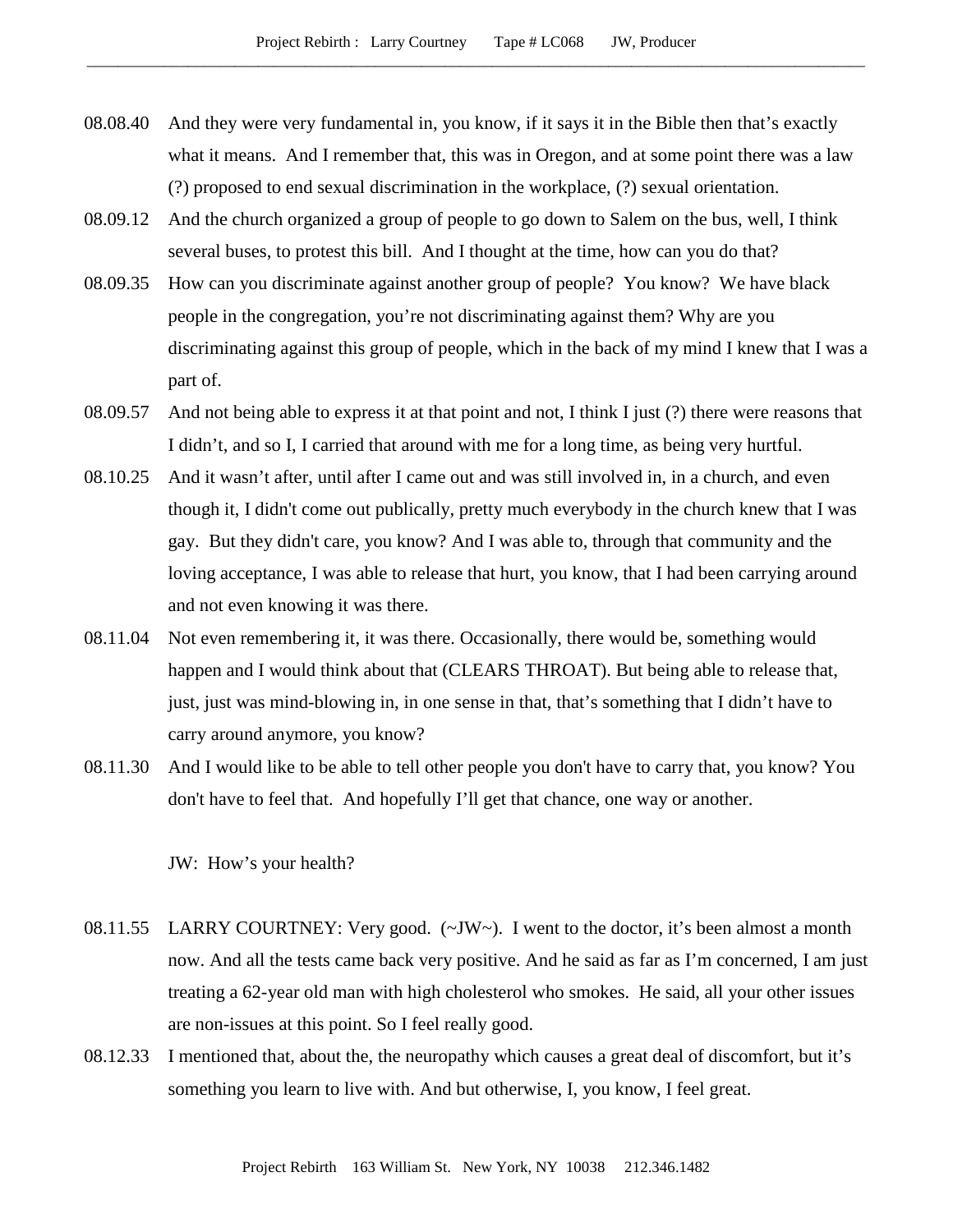08.08.40 And they were very fundamental in, you know, if it says it in the Bible then that's exactly what it means. And I remember that, this was in Oregon, and at some point there was a law (?) proposed to end sexual discrimination in the workplace, (?) sexual orientation.

08.09.12 And the church organized a group of people to go down to Salem on the bus, well, I think several buses, to protest this bill. And I thought at the time, how can you do that?

08.09.35 How can you discriminate against another group of people? You know? We have black people in the congregation, you're not discriminating against them? Why are you discriminating against this group of people, which in the back of my mind I knew that I was a part of.

08.09.57 And not being able to express it at that point and not, I think I just (?) there were reasons that I didn't, and so I, I carried that around with me for a long time, as being very hurtful.

08.10.25 And it wasn't after, until after I came out and was still involved in, in a church, and even though it, I didn't come out publically, pretty much everybody in the church knew that I was gay. But they didn't care, you know? And I was able to, through that community and the loving acceptance, I was able to release that hurt, you know, that I had been carrying around and not even knowing it was there.

08.11.04 Not even remembering it, it was there. Occasionally, there would be, something would happen and I would think about that (CLEARS THROAT). But being able to release that, just, just was mind-blowing in, in one sense in that, that's something that I didn't have to carry around anymore, you know?

08.11.30 And I would like to be able to tell other people you don't have to carry that, you know? You don't have to feel that. And hopefully I'll get that chance, one way or another.

JW: How's your health?

08.11.55 LARRY COURTNEY: Very good. (~JW~). I went to the doctor, it's been almost a month now. And all the tests came back very positive. And he said as far as I'm concerned, I am just treating a 62-year old man with high cholesterol who smokes. He said, all your other issues are non-issues at this point. So I feel really good.

08.12.33 I mentioned that, about the, the neuropathy which causes a great deal of discomfort, but it's something you learn to live with. And but otherwise, I, you know, I feel great.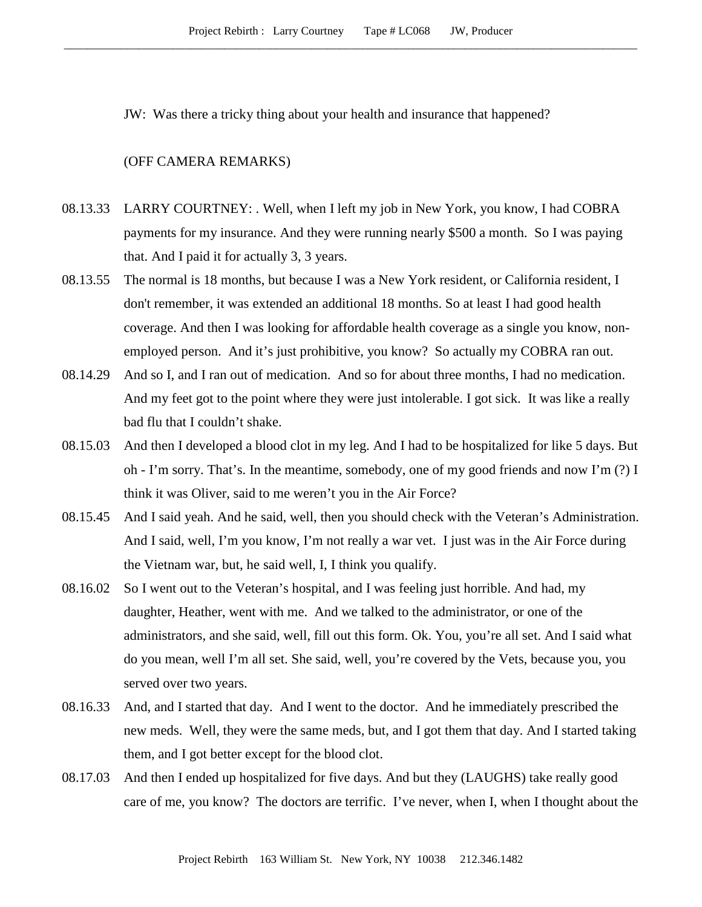JW: Was there a tricky thing about your health and insurance that happened?

(OFF CAMERA REMARKS)

08.13.33 LARRY COURTNEY: . Well, when I left my job in New York, you know, I had COBRA payments for my insurance. And they were running nearly $500 a month. So I was paying that. And I paid it for actually 3, 3 years.

08.13.55 The normal is 18 months, but because I was a New York resident, or California resident, I don't remember, it was extended an additional 18 months. So at least I had good health coverage. And then I was looking for affordable health coverage as a single you know, non-employed person. And it's just prohibitive, you know? So actually my COBRA ran out.

08.14.29 And so I, and I ran out of medication. And so for about three months, I had no medication. And my feet got to the point where they were just intolerable. I got sick. It was like a really bad flu that I couldn't shake.

08.15.03 And then I developed a blood clot in my leg. And I had to be hospitalized for like 5 days. But oh - I'm sorry. That's. In the meantime, somebody, one of my good friends and now I'm (?) I think it was Oliver, said to me weren't you in the Air Force?

08.15.45 And I said yeah. And he said, well, then you should check with the Veteran's Administration. And I said, well, I'm you know, I'm not really a war vet. I just was in the Air Force during the Vietnam war, but, he said well, I, I think you qualify.

08.16.02 So I went out to the Veteran's hospital, and I was feeling just horrible. And had, my daughter, Heather, went with me. And we talked to the administrator, or one of the administrators, and she said, well, fill out this form. Ok. You, you're all set. And I said what do you mean, well I'm all set. She said, well, you're covered by the Vets, because you, you served over two years.

08.16.33 And, and I started that day. And I went to the doctor. And he immediately prescribed the new meds. Well, they were the same meds, but, and I got them that day. And I started taking them, and I got better except for the blood clot.

08.17.03 And then I ended up hospitalized for five days. And but they (LAUGHS) take really good care of me, you know? The doctors are terrific. I've never, when I, when I thought about the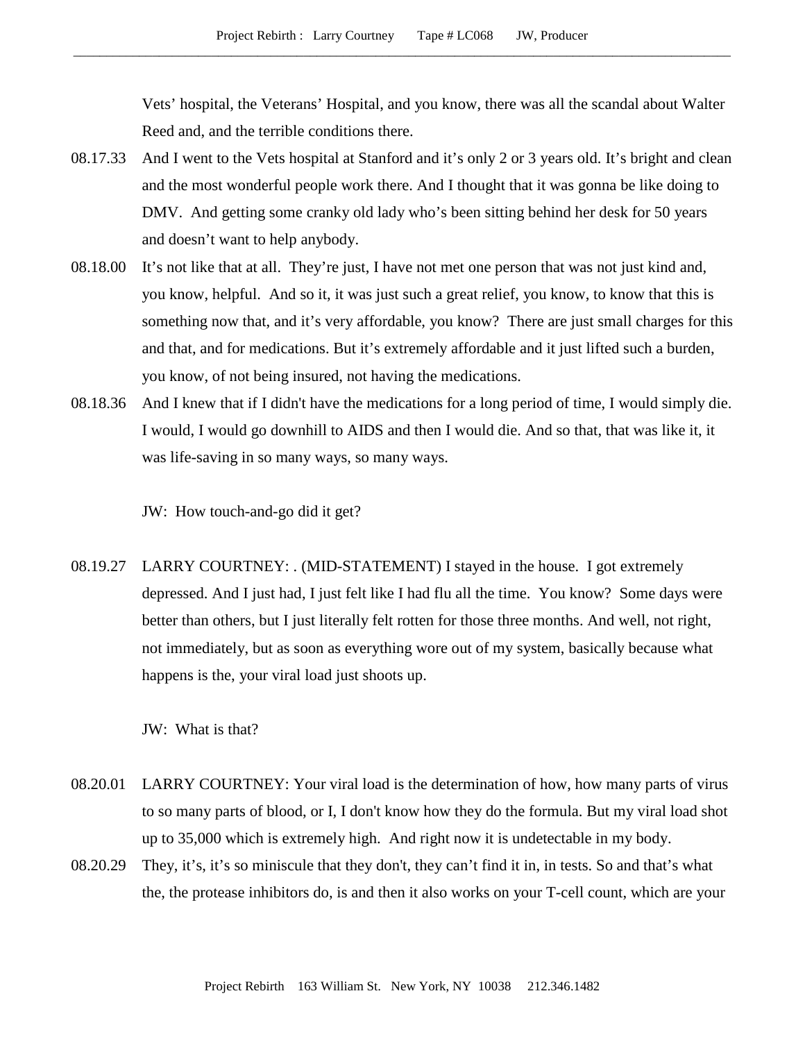Vets' hospital, the Veterans' Hospital, and you know, there was all the scandal about Walter Reed and, and the terrible conditions there.

08.17.33 And I went to the Vets hospital at Stanford and it's only 2 or 3 years old. It's bright and clean and the most wonderful people work there. And I thought that it was gonna be like doing to DMV. And getting some cranky old lady who's been sitting behind her desk for 50 years and doesn't want to help anybody.

08.18.00 It's not like that at all. They're just, I have not met one person that was not just kind and, you know, helpful. And so it, it was just such a great relief, you know, to know that this is something now that, and it's very affordable, you know? There are just small charges for this and that, and for medications. But it's extremely affordable and it just lifted such a burden, you know, of not being insured, not having the medications.

08.18.36 And I knew that if I didn't have the medications for a long period of time, I would simply die. I would, I would go downhill to AIDS and then I would die. And so that, that was like it, it was life-saving in so many ways, so many ways.

JW: How touch-and-go did it get?

08.19.27 LARRY COURTNEY: . (MID-STATEMENT) I stayed in the house. I got extremely depressed. And I just had, I just felt like I had flu all the time. You know? Some days were better than others, but I just literally felt rotten for those three months. And well, not right, not immediately, but as soon as everything wore out of my system, basically because what happens is the, your viral load just shoots up.

JW: What is that?

08.20.01 LARRY COURTNEY: Your viral load is the determination of how, how many parts of virus to so many parts of blood, or I, I don't know how they do the formula. But my viral load shot up to 35,000 which is extremely high. And right now it is undetectable in my body.

08.20.29 They, it's, it's so miniscule that they don't, they can't find it in, in tests. So and that's what the, the protease inhibitors do, is and then it also works on your T-cell count, which are your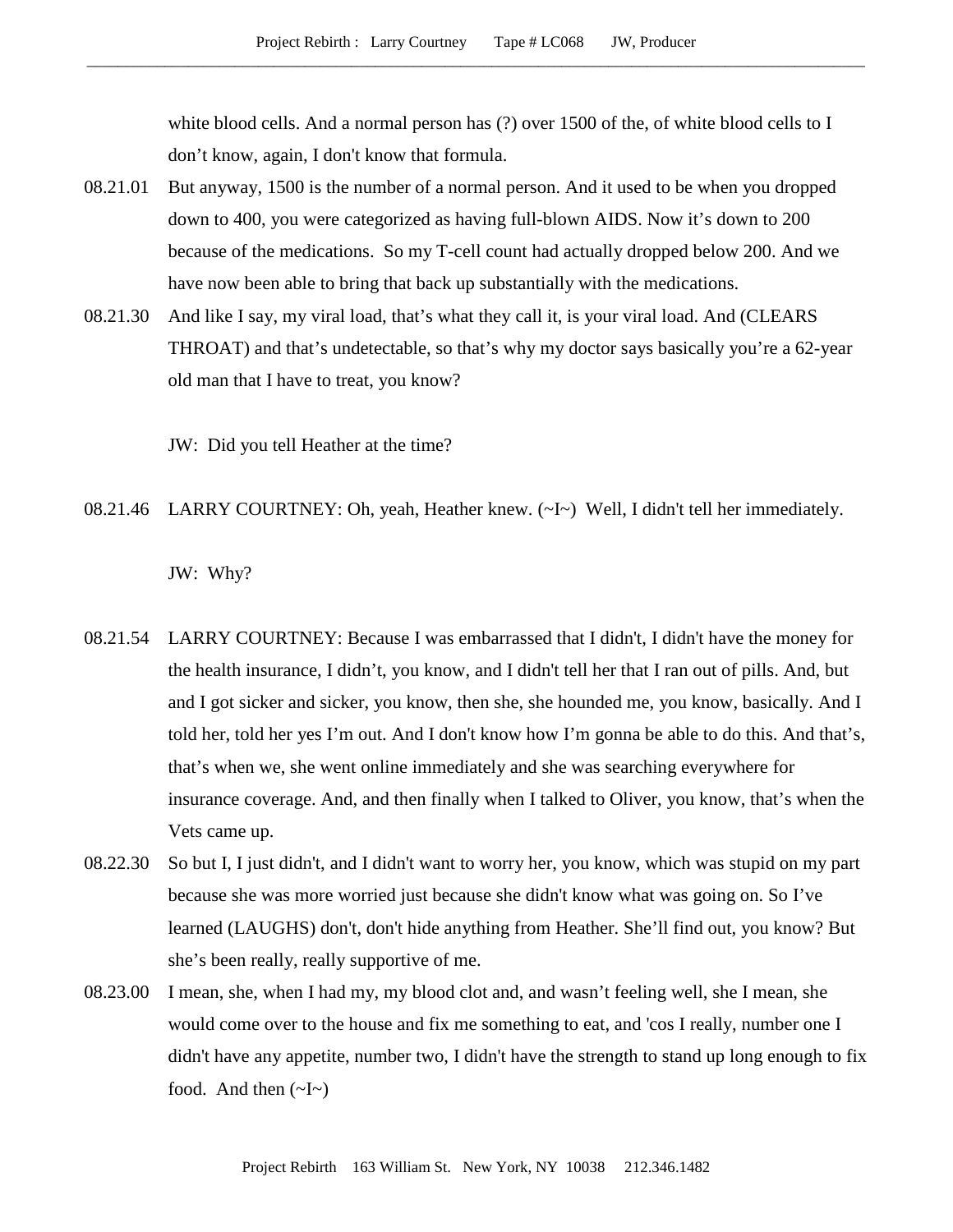white blood cells. And a normal person has (?) over 1500 of the, of white blood cells to I don't know, again, I don't know that formula.

08.21.01 But anyway, 1500 is the number of a normal person. And it used to be when you dropped down to 400, you were categorized as having full-blown AIDS. Now it's down to 200 because of the medications. So my T-cell count had actually dropped below 200. And we have now been able to bring that back up substantially with the medications.

08.21.30 And like I say, my viral load, that's what they call it, is your viral load. And (CLEARS THROAT) and that's undetectable, so that's why my doctor says basically you're a 62-year old man that I have to treat, you know?

JW: Did you tell Heather at the time?

08.21.46 LARRY COURTNEY: Oh, yeah, Heather knew. (~I~) Well, I didn't tell her immediately.

JW: Why?

08.21.54 LARRY COURTNEY: Because I was embarrassed that I didn't, I didn't have the money for the health insurance, I didn't, you know, and I didn't tell her that I ran out of pills. And, but and I got sicker and sicker, you know, then she, she hounded me, you know, basically. And I told her, told her yes I'm out. And I don't know how I'm gonna be able to do this. And that's, that's when we, she went online immediately and she was searching everywhere for insurance coverage. And, and then finally when I talked to Oliver, you know, that's when the Vets came up.

08.22.30 So but I, I just didn't, and I didn't want to worry her, you know, which was stupid on my part because she was more worried just because she didn't know what was going on. So I've learned (LAUGHS) don't, don't hide anything from Heather. She'll find out, you know? But she's been really, really supportive of me.

08.23.00 I mean, she, when I had my, my blood clot and, and wasn't feeling well, she I mean, she would come over to the house and fix me something to eat, and 'cos I really, number one I didn't have any appetite, number two, I didn't have the strength to stand up long enough to fix food. And then (~I~)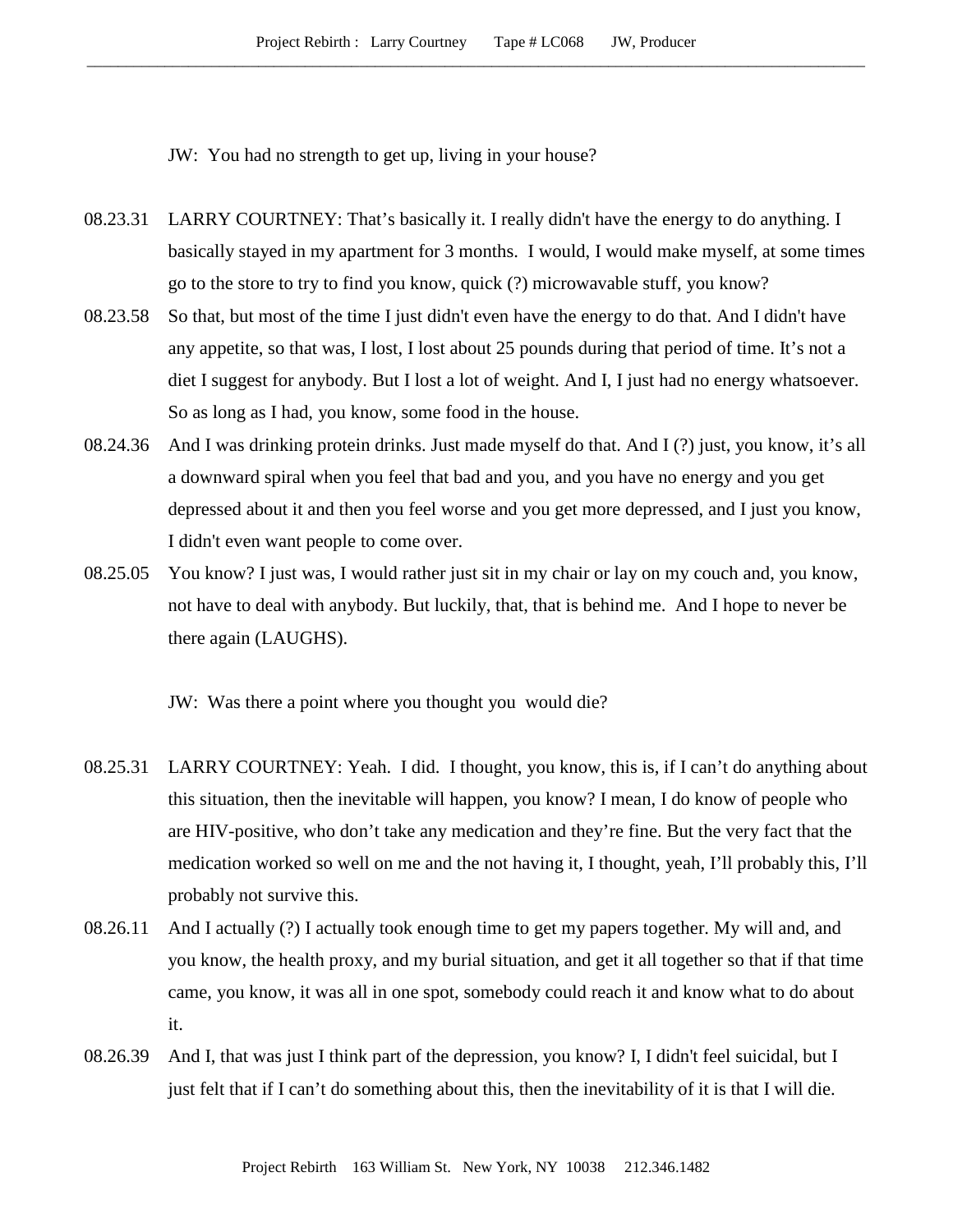JW: You had no strength to get up, living in your house?

08.23.31 LARRY COURTNEY: That's basically it. I really didn't have the energy to do anything. I basically stayed in my apartment for 3 months. I would, I would make myself, at some times go to the store to try to find you know, quick (?) microwavable stuff, you know?

08.23.58 So that, but most of the time I just didn't even have the energy to do that. And I didn't have any appetite, so that was, I lost, I lost about 25 pounds during that period of time. It's not a diet I suggest for anybody. But I lost a lot of weight. And I, I just had no energy whatsoever. So as long as I had, you know, some food in the house.

08.24.36 And I was drinking protein drinks. Just made myself do that. And I (?) just, you know, it's all a downward spiral when you feel that bad and you, and you have no energy and you get depressed about it and then you feel worse and you get more depressed, and I just you know, I didn't even want people to come over.

08.25.05 You know? I just was, I would rather just sit in my chair or lay on my couch and, you know, not have to deal with anybody. But luckily, that, that is behind me. And I hope to never be there again (LAUGHS).

JW: Was there a point where you thought you would die?

08.25.31 LARRY COURTNEY: Yeah. I did. I thought, you know, this is, if I can't do anything about this situation, then the inevitable will happen, you know? I mean, I do know of people who are HIV-positive, who don't take any medication and they're fine. But the very fact that the medication worked so well on me and the not having it, I thought, yeah, I'll probably this, I'll probably not survive this.

08.26.11 And I actually (?) I actually took enough time to get my papers together. My will and, and you know, the health proxy, and my burial situation, and get it all together so that if that time came, you know, it was all in one spot, somebody could reach it and know what to do about it.

08.26.39 And I, that was just I think part of the depression, you know? I, I didn't feel suicidal, but I just felt that if I can't do something about this, then the inevitability of it is that I will die.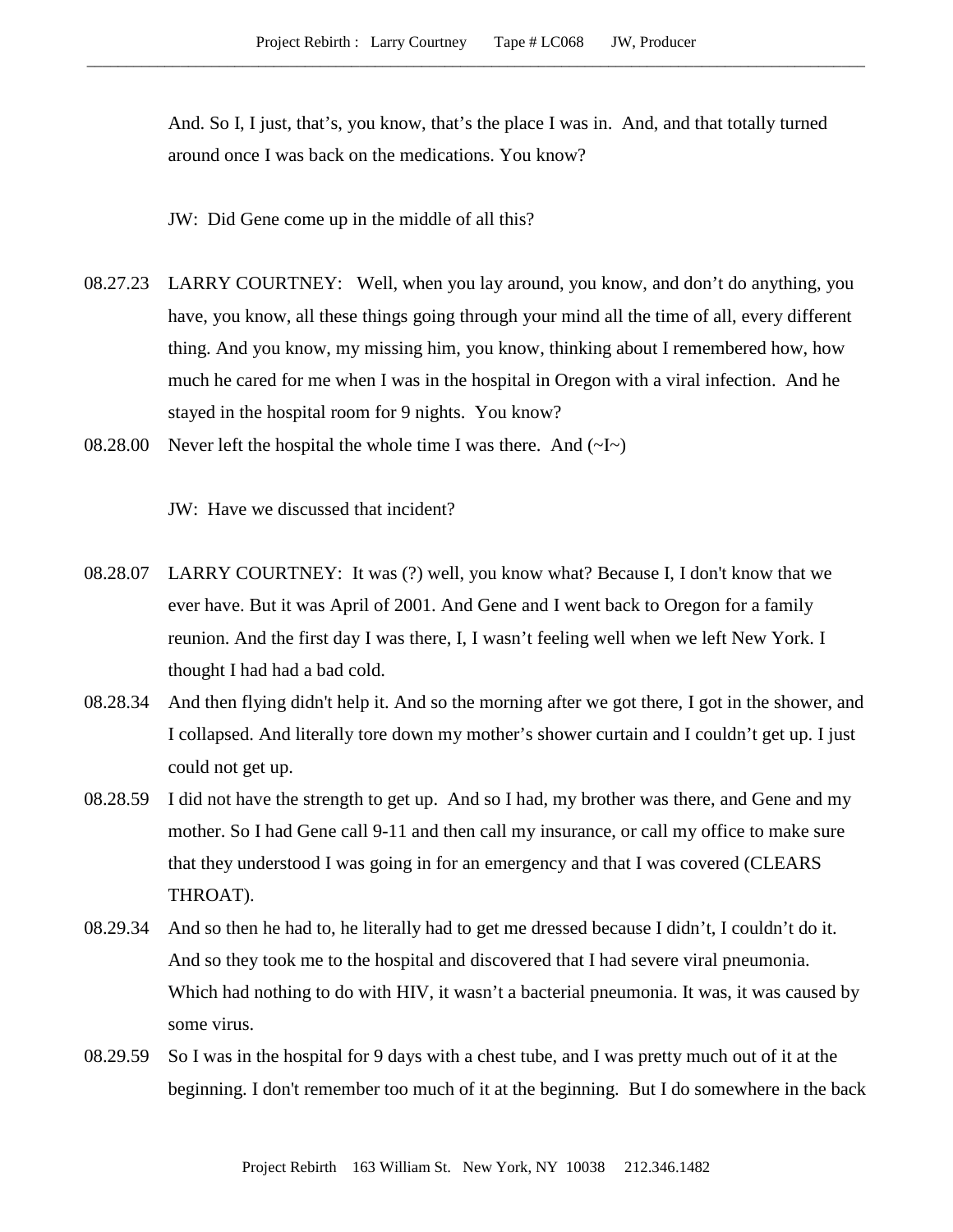And. So I, I just, that's, you know, that's the place I was in. And, and that totally turned around once I was back on the medications. You know?

JW: Did Gene come up in the middle of all this?

08.27.23 LARRY COURTNEY: Well, when you lay around, you know, and don't do anything, you have, you know, all these things going through your mind all the time of all, every different thing. And you know, my missing him, you know, thinking about I remembered how, how much he cared for me when I was in the hospital in Oregon with a viral infection. And he stayed in the hospital room for 9 nights. You know?

08.28.00 Never left the hospital the whole time I was there. And (~I~)

JW: Have we discussed that incident?

08.28.07 LARRY COURTNEY: It was (?) well, you know what? Because I, I don't know that we ever have. But it was April of 2001. And Gene and I went back to Oregon for a family reunion. And the first day I was there, I, I wasn't feeling well when we left New York. I thought I had had a bad cold.

08.28.34 And then flying didn't help it. And so the morning after we got there, I got in the shower, and I collapsed. And literally tore down my mother's shower curtain and I couldn't get up. I just could not get up.

08.28.59 I did not have the strength to get up. And so I had, my brother was there, and Gene and my mother. So I had Gene call 9-11 and then call my insurance, or call my office to make sure that they understood I was going in for an emergency and that I was covered (CLEARS THROAT).

08.29.34 And so then he had to, he literally had to get me dressed because I didn't, I couldn't do it. And so they took me to the hospital and discovered that I had severe viral pneumonia. Which had nothing to do with HIV, it wasn't a bacterial pneumonia. It was, it was caused by some virus.

08.29.59 So I was in the hospital for 9 days with a chest tube, and I was pretty much out of it at the beginning. I don't remember too much of it at the beginning. But I do somewhere in the back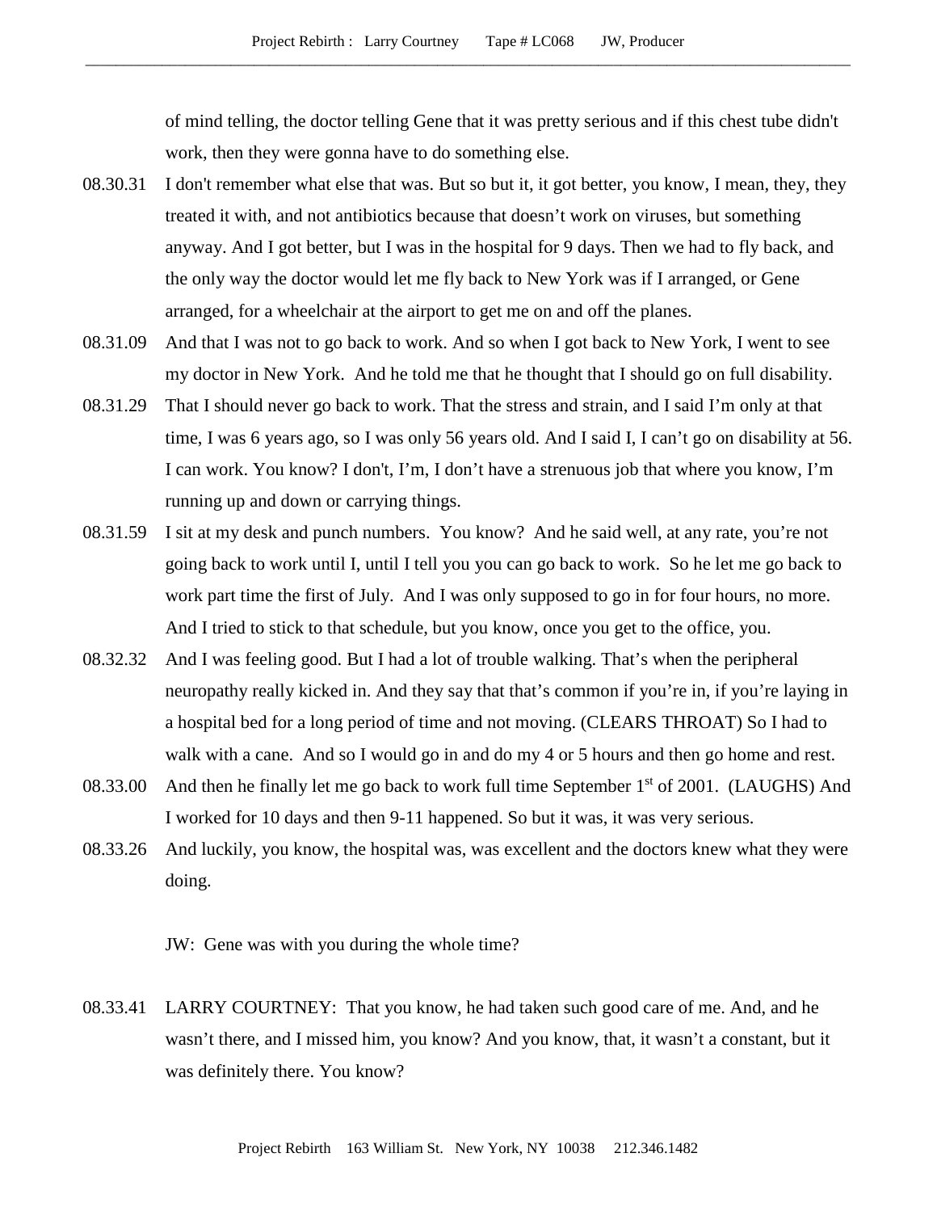of mind telling, the doctor telling Gene that it was pretty serious and if this chest tube didn't work, then they were gonna have to do something else.

08.30.31 I don't remember what else that was. But so but it, it got better, you know, I mean, they, they treated it with, and not antibiotics because that doesn't work on viruses, but something anyway. And I got better, but I was in the hospital for 9 days. Then we had to fly back, and the only way the doctor would let me fly back to New York was if I arranged, or Gene arranged, for a wheelchair at the airport to get me on and off the planes.

08.31.09 And that I was not to go back to work. And so when I got back to New York, I went to see my doctor in New York. And he told me that he thought that I should go on full disability.

08.31.29 That I should never go back to work. That the stress and strain, and I said I'm only at that time, I was 6 years ago, so I was only 56 years old. And I said I, I can't go on disability at 56. I can work. You know? I don't, I'm, I don't have a strenuous job that where you know, I'm running up and down or carrying things.

08.31.59 I sit at my desk and punch numbers. You know? And he said well, at any rate, you're not going back to work until I, until I tell you you can go back to work. So he let me go back to work part time the first of July. And I was only supposed to go in for four hours, no more. And I tried to stick to that schedule, but you know, once you get to the office, you.

08.32.32 And I was feeling good. But I had a lot of trouble walking. That's when the peripheral neuropathy really kicked in. And they say that that's common if you're in, if you're laying in a hospital bed for a long period of time and not moving. (CLEARS THROAT) So I had to walk with a cane. And so I would go in and do my 4 or 5 hours and then go home and rest.

08.33.00 And then he finally let me go back to work full time September 1st of 2001. (LAUGHS) And I worked for 10 days and then 9-11 happened. So but it was, it was very serious.

08.33.26 And luckily, you know, the hospital was, was excellent and the doctors knew what they were doing.

JW: Gene was with you during the whole time?

08.33.41 LARRY COURTNEY: That you know, he had taken such good care of me. And, and he wasn't there, and I missed him, you know? And you know, that, it wasn't a constant, but it was definitely there. You know?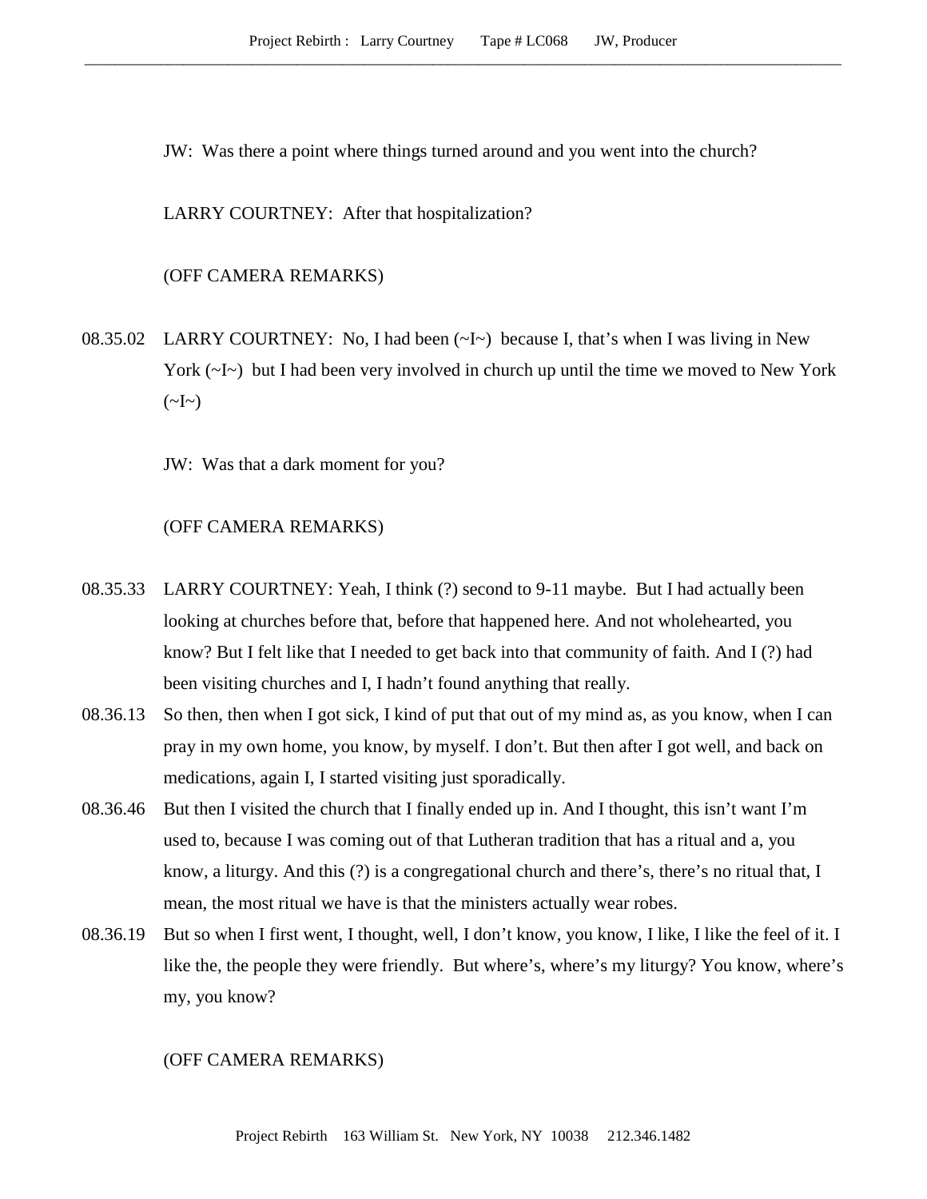JW: Was there a point where things turned around and you went into the church?

LARRY COURTNEY: After that hospitalization?

(OFF CAMERA REMARKS)

08.35.02 LARRY COURTNEY: No, I had been (~I~) because I, that's when I was living in New York (~I~) but I had been very involved in church up until the time we moved to New York (~I~)

JW: Was that a dark moment for you?

(OFF CAMERA REMARKS)

08.35.33 LARRY COURTNEY: Yeah, I think (?) second to 9-11 maybe. But I had actually been looking at churches before that, before that happened here. And not wholehearted, you know? But I felt like that I needed to get back into that community of faith. And I (?) had been visiting churches and I, I hadn't found anything that really.

08.36.13 So then, then when I got sick, I kind of put that out of my mind as, as you know, when I can pray in my own home, you know, by myself. I don't. But then after I got well, and back on medications, again I, I started visiting just sporadically.

08.36.46 But then I visited the church that I finally ended up in. And I thought, this isn't want I'm used to, because I was coming out of that Lutheran tradition that has a ritual and a, you know, a liturgy. And this (?) is a congregational church and there's, there's no ritual that, I mean, the most ritual we have is that the ministers actually wear robes.

08.36.19 But so when I first went, I thought, well, I don't know, you know, I like, I like the feel of it. I like the, the people they were friendly. But where's, where's my liturgy? You know, where's my, you know?

(OFF CAMERA REMARKS)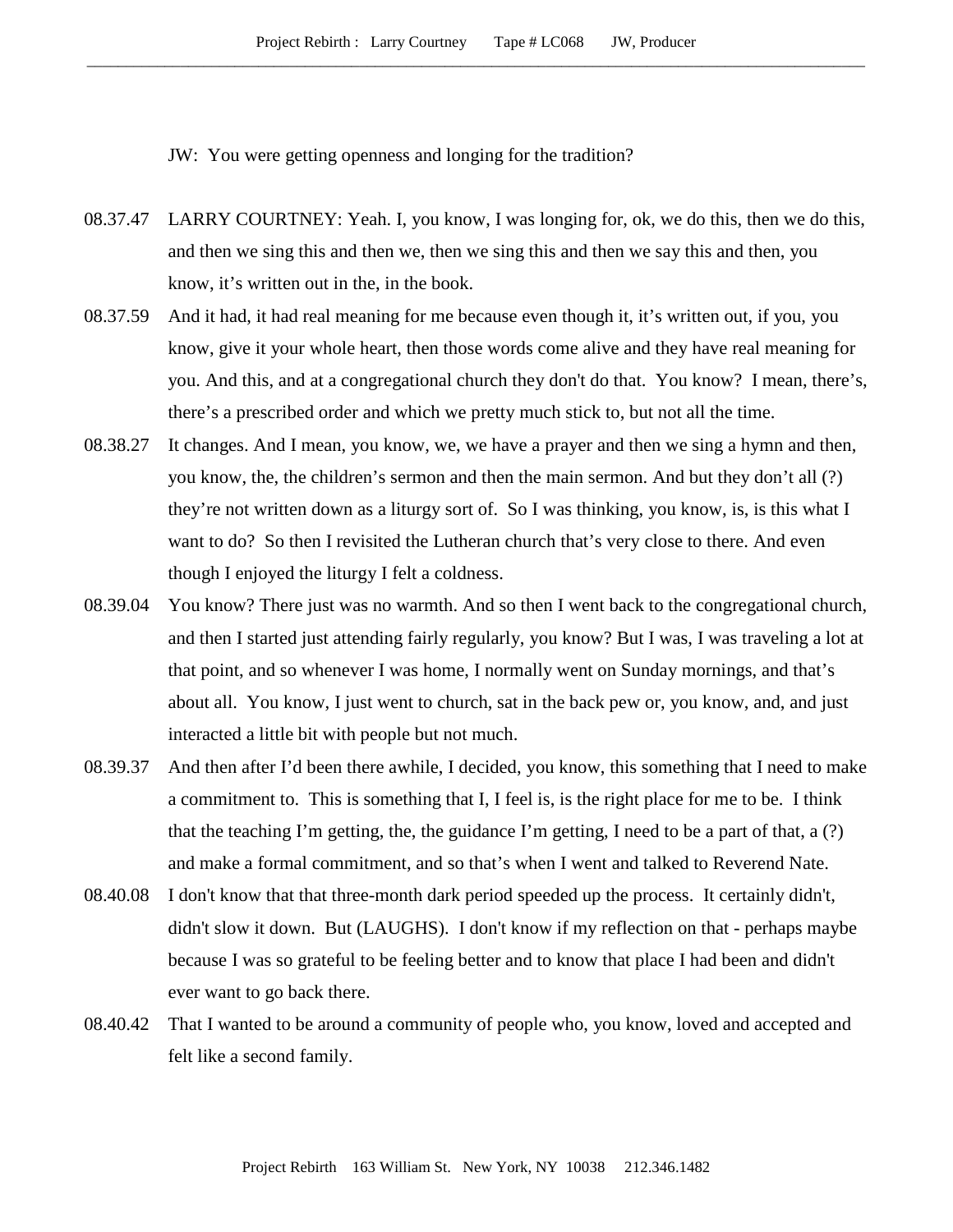JW: You were getting openness and longing for the tradition?

08.37.47 LARRY COURTNEY: Yeah. I, you know, I was longing for, ok, we do this, then we do this, and then we sing this and then we, then we sing this and then we say this and then, you know, it's written out in the, in the book.

08.37.59 And it had, it had real meaning for me because even though it, it's written out, if you, you know, give it your whole heart, then those words come alive and they have real meaning for you. And this, and at a congregational church they don't do that. You know? I mean, there's, there's a prescribed order and which we pretty much stick to, but not all the time.

08.38.27 It changes. And I mean, you know, we, we have a prayer and then we sing a hymn and then, you know, the, the children's sermon and then the main sermon. And but they don't all (?) they're not written down as a liturgy sort of. So I was thinking, you know, is, is this what I want to do? So then I revisited the Lutheran church that's very close to there. And even though I enjoyed the liturgy I felt a coldness.

08.39.04 You know? There just was no warmth. And so then I went back to the congregational church, and then I started just attending fairly regularly, you know? But I was, I was traveling a lot at that point, and so whenever I was home, I normally went on Sunday mornings, and that's about all. You know, I just went to church, sat in the back pew or, you know, and, and just interacted a little bit with people but not much.

08.39.37 And then after I'd been there awhile, I decided, you know, this something that I need to make a commitment to. This is something that I, I feel is, is the right place for me to be. I think that the teaching I'm getting, the, the guidance I'm getting, I need to be a part of that, a (?) and make a formal commitment, and so that's when I went and talked to Reverend Nate.

08.40.08 I don't know that that three-month dark period speeded up the process. It certainly didn't, didn't slow it down. But (LAUGHS). I don't know if my reflection on that - perhaps maybe because I was so grateful to be feeling better and to know that place I had been and didn't ever want to go back there.

08.40.42 That I wanted to be around a community of people who, you know, loved and accepted and felt like a second family.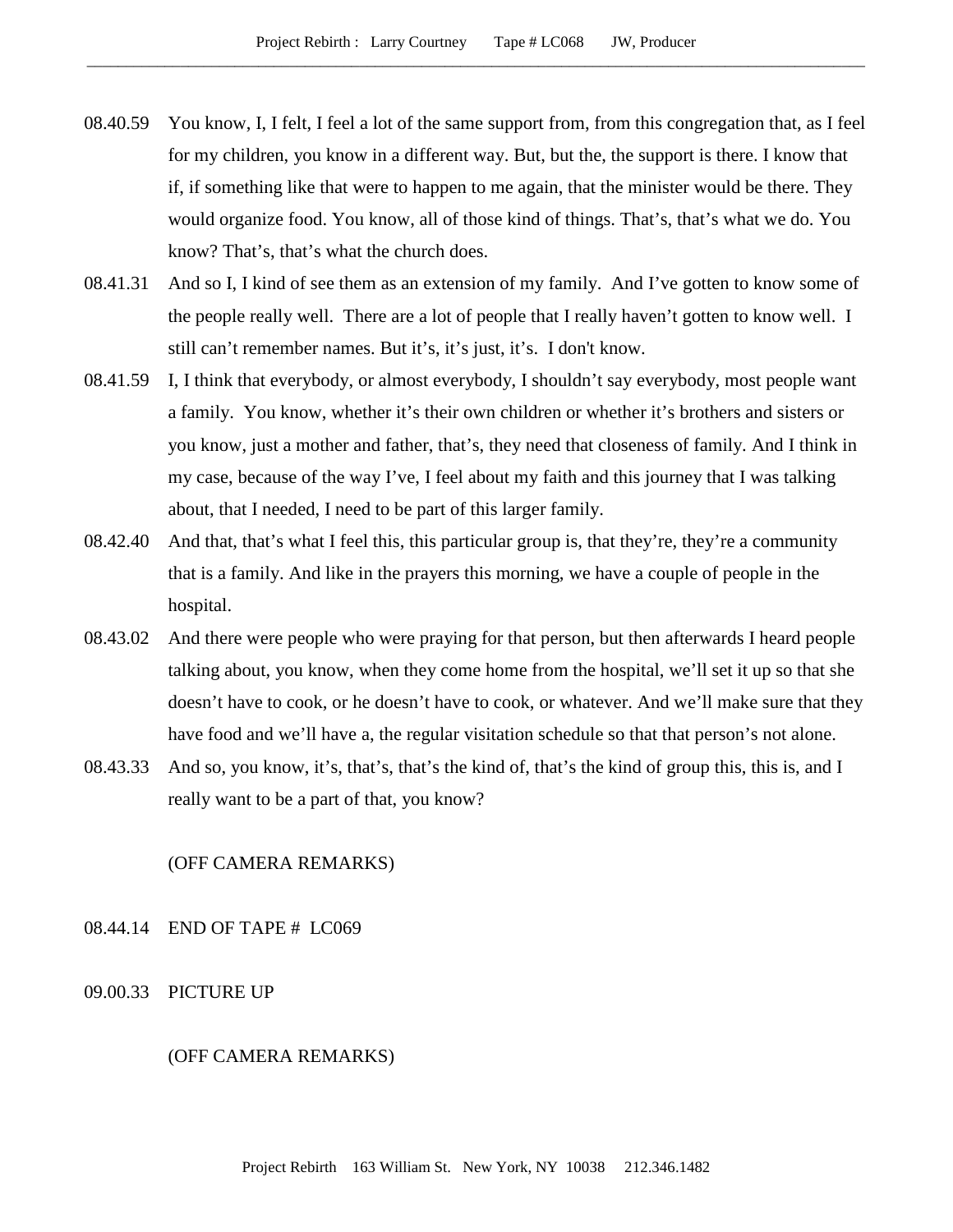08.40.59 You know, I, I felt, I feel a lot of the same support from, from this congregation that, as I feel for my children, you know in a different way. But, but the, the support is there. I know that if, if something like that were to happen to me again, that the minister would be there. They would organize food. You know, all of those kind of things. That's, that's what we do. You know? That's, that's what the church does.

08.41.31 And so I, I kind of see them as an extension of my family. And I've gotten to know some of the people really well. There are a lot of people that I really haven't gotten to know well. I still can't remember names. But it's, it's just, it's. I don't know.

08.41.59 I, I think that everybody, or almost everybody, I shouldn't say everybody, most people want a family. You know, whether it's their own children or whether it's brothers and sisters or you know, just a mother and father, that's, they need that closeness of family. And I think in my case, because of the way I've, I feel about my faith and this journey that I was talking about, that I needed, I need to be part of this larger family.

08.42.40 And that, that's what I feel this, this particular group is, that they're, they're a community that is a family. And like in the prayers this morning, we have a couple of people in the hospital.

08.43.02 And there were people who were praying for that person, but then afterwards I heard people talking about, you know, when they come home from the hospital, we'll set it up so that she doesn't have to cook, or he doesn't have to cook, or whatever. And we'll make sure that they have food and we'll have a, the regular visitation schedule so that that person's not alone.

08.43.33 And so, you know, it's, that's, that's the kind of, that's the kind of group this, this is, and I really want to be a part of that, you know?

(OFF CAMERA REMARKS)

08.44.14 END OF TAPE # LC069

09.00.33 PICTURE UP

(OFF CAMERA REMARKS)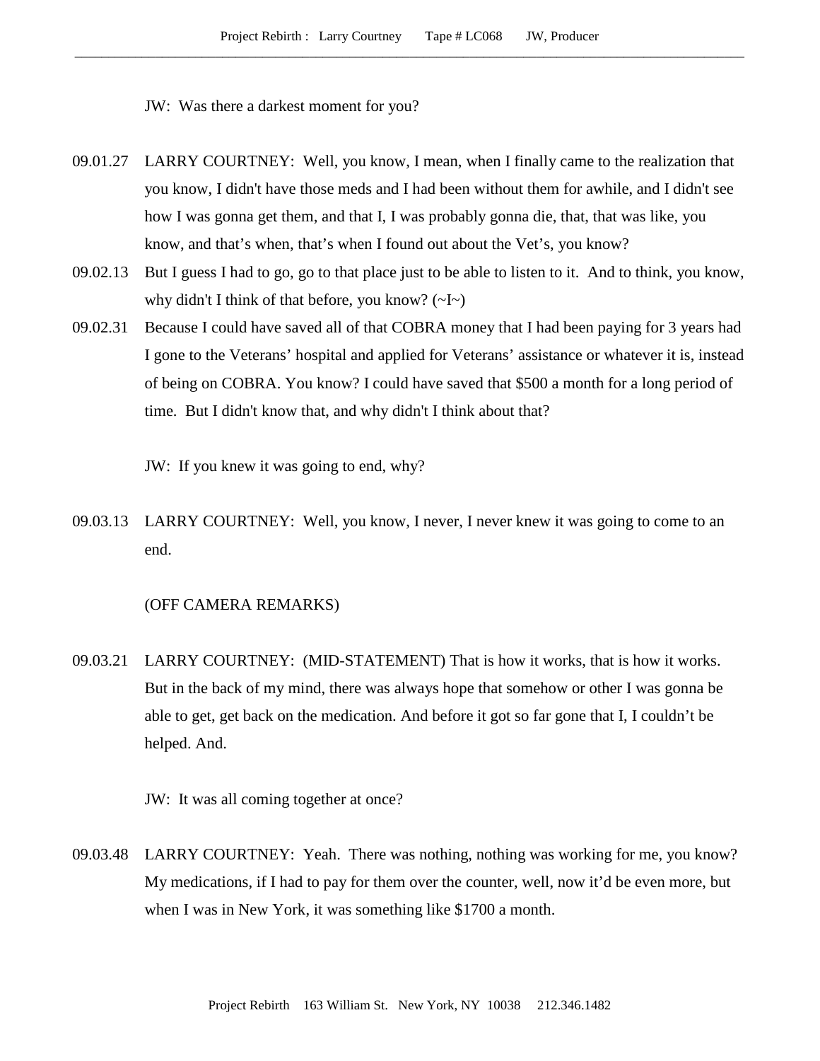JW: Was there a darkest moment for you?

09.01.27 LARRY COURTNEY: Well, you know, I mean, when I finally came to the realization that you know, I didn't have those meds and I had been without them for awhile, and I didn't see how I was gonna get them, and that I, I was probably gonna die, that, that was like, you know, and that's when, that's when I found out about the Vet's, you know?

09.02.13 But I guess I had to go, go to that place just to be able to listen to it. And to think, you know, why didn't I think of that before, you know? (~I~)

09.02.31 Because I could have saved all of that COBRA money that I had been paying for 3 years had I gone to the Veterans' hospital and applied for Veterans' assistance or whatever it is, instead of being on COBRA. You know? I could have saved that $500 a month for a long period of time. But I didn't know that, and why didn't I think about that?

JW: If you knew it was going to end, why?

09.03.13 LARRY COURTNEY: Well, you know, I never, I never knew it was going to come to an end.

(OFF CAMERA REMARKS)

09.03.21 LARRY COURTNEY: (MID-STATEMENT) That is how it works, that is how it works. But in the back of my mind, there was always hope that somehow or other I was gonna be able to get, get back on the medication. And before it got so far gone that I, I couldn't be helped. And.

JW: It was all coming together at once?

09.03.48 LARRY COURTNEY: Yeah. There was nothing, nothing was working for me, you know? My medications, if I had to pay for them over the counter, well, now it'd be even more, but when I was in New York, it was something like $1700 a month.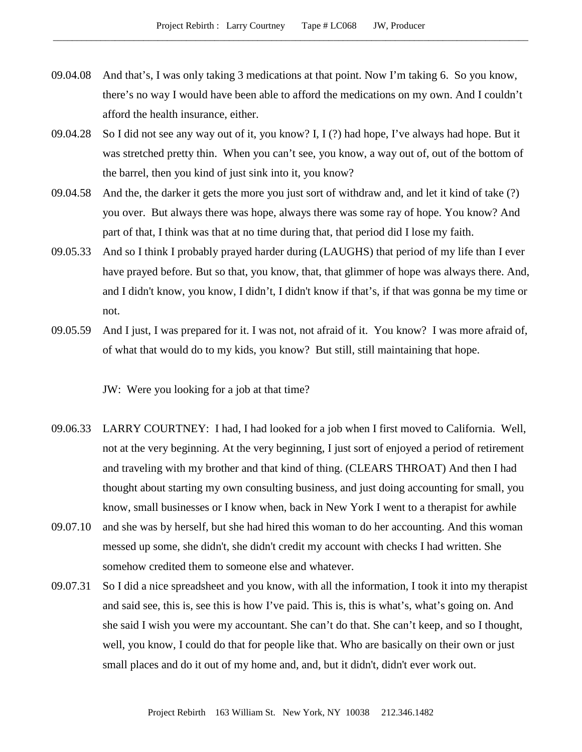09.04.08 And that's, I was only taking 3 medications at that point. Now I'm taking 6. So you know, there's no way I would have been able to afford the medications on my own. And I couldn't afford the health insurance, either.

09.04.28 So I did not see any way out of it, you know? I, I (?) had hope, I've always had hope. But it was stretched pretty thin. When you can't see, you know, a way out of, out of the bottom of the barrel, then you kind of just sink into it, you know?

09.04.58 And the, the darker it gets the more you just sort of withdraw and, and let it kind of take (?) you over. But always there was hope, always there was some ray of hope. You know? And part of that, I think was that at no time during that, that period did I lose my faith.

09.05.33 And so I think I probably prayed harder during (LAUGHS) that period of my life than I ever have prayed before. But so that, you know, that, that glimmer of hope was always there. And, and I didn't know, you know, I didn't, I didn't know if that's, if that was gonna be my time or not.

09.05.59 And I just, I was prepared for it. I was not, not afraid of it. You know? I was more afraid of, of what that would do to my kids, you know? But still, still maintaining that hope.

JW: Were you looking for a job at that time?

09.06.33 LARRY COURTNEY: I had, I had looked for a job when I first moved to California. Well, not at the very beginning. At the very beginning, I just sort of enjoyed a period of retirement and traveling with my brother and that kind of thing. (CLEARS THROAT) And then I had thought about starting my own consulting business, and just doing accounting for small, you know, small businesses or I know when, back in New York I went to a therapist for awhile

09.07.10 and she was by herself, but she had hired this woman to do her accounting. And this woman messed up some, she didn't, she didn't credit my account with checks I had written. She somehow credited them to someone else and whatever.

09.07.31 So I did a nice spreadsheet and you know, with all the information, I took it into my therapist and said see, this is, see this is how I've paid. This is, this is what's, what's going on. And she said I wish you were my accountant. She can't do that. She can't keep, and so I thought, well, you know, I could do that for people like that. Who are basically on their own or just small places and do it out of my home and, and, but it didn't, didn't ever work out.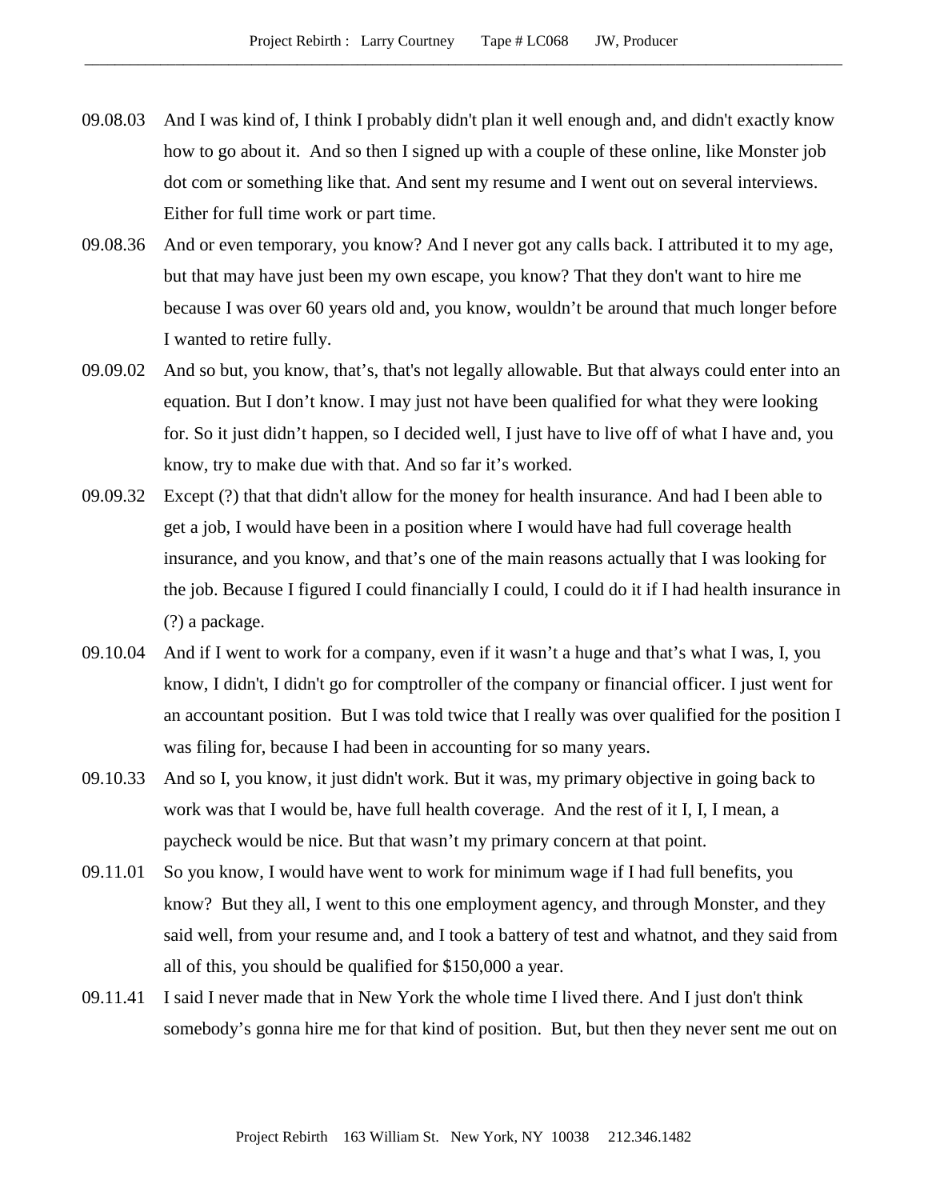09.08.03 And I was kind of, I think I probably didn't plan it well enough and, and didn't exactly know how to go about it. And so then I signed up with a couple of these online, like Monster job dot com or something like that. And sent my resume and I went out on several interviews. Either for full time work or part time.

09.08.36 And or even temporary, you know? And I never got any calls back. I attributed it to my age, but that may have just been my own escape, you know? That they don't want to hire me because I was over 60 years old and, you know, wouldn't be around that much longer before I wanted to retire fully.

09.09.02 And so but, you know, that's, that's not legally allowable. But that always could enter into an equation. But I don't know. I may just not have been qualified for what they were looking for. So it just didn't happen, so I decided well, I just have to live off of what I have and, you know, try to make due with that. And so far it's worked.

09.09.32 Except (?) that that didn't allow for the money for health insurance. And had I been able to get a job, I would have been in a position where I would have had full coverage health insurance, and you know, and that's one of the main reasons actually that I was looking for the job. Because I figured I could financially I could, I could do it if I had health insurance in (?) a package.

09.10.04 And if I went to work for a company, even if it wasn't a huge and that's what I was, I, you know, I didn't, I didn't go for comptroller of the company or financial officer. I just went for an accountant position. But I was told twice that I really was over qualified for the position I was filing for, because I had been in accounting for so many years.

09.10.33 And so I, you know, it just didn't work. But it was, my primary objective in going back to work was that I would be, have full health coverage. And the rest of it I, I, I mean, a paycheck would be nice. But that wasn't my primary concern at that point.

09.11.01 So you know, I would have went to work for minimum wage if I had full benefits, you know? But they all, I went to this one employment agency, and through Monster, and they said well, from your resume and, and I took a battery of test and whatnot, and they said from all of this, you should be qualified for $150,000 a year.

09.11.41 I said I never made that in New York the whole time I lived there. And I just don't think somebody's gonna hire me for that kind of position. But, but then they never sent me out on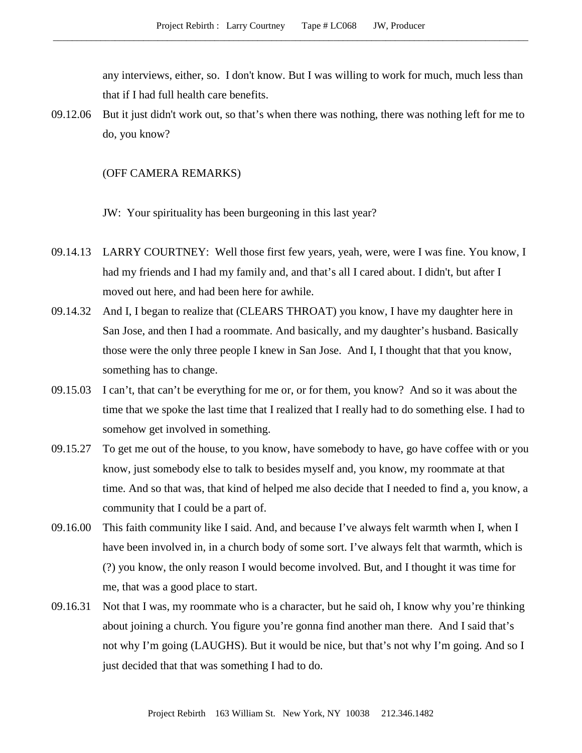any interviews, either, so.  I don't know. But I was willing to work for much, much less than that if I had full health care benefits.

09.12.06 But it just didn't work out, so that's when there was nothing, there was nothing left for me to do, you know?

(OFF CAMERA REMARKS)

JW:  Your spirituality has been burgeoning in this last year?

09.14.13 LARRY COURTNEY:  Well those first few years, yeah, were, were I was fine. You know, I had my friends and I had my family and, and that's all I cared about. I didn't, but after I moved out here, and had been here for awhile.

09.14.32 And I, I began to realize that (CLEARS THROAT) you know, I have my daughter here in San Jose, and then I had a roommate. And basically, and my daughter's husband. Basically those were the only three people I knew in San Jose.  And I, I thought that that you know, something has to change.

09.15.03 I can't, that can't be everything for me or, or for them, you know?  And so it was about the time that we spoke the last time that I realized that I really had to do something else. I had to somehow get involved in something.

09.15.27 To get me out of the house, to you know, have somebody to have, go have coffee with or you know, just somebody else to talk to besides myself and, you know, my roommate at that time. And so that was, that kind of helped me also decide that I needed to find a, you know, a community that I could be a part of.

09.16.00 This faith community like I said. And, and because I've always felt warmth when I, when I have been involved in, in a church body of some sort. I've always felt that warmth, which is (?) you know, the only reason I would become involved. But, and I thought it was time for me, that was a good place to start.

09.16.31 Not that I was, my roommate who is a character, but he said oh, I know why you're thinking about joining a church. You figure you're gonna find another man there.  And I said that's not why I'm going (LAUGHS). But it would be nice, but that's not why I'm going. And so I just decided that that was something I had to do.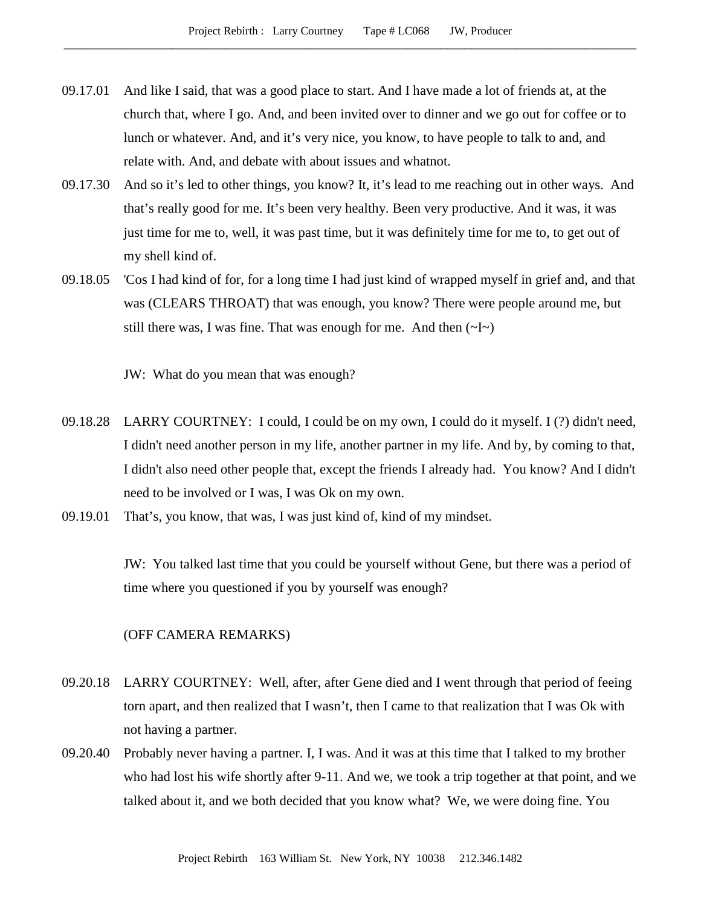09.17.01 And like I said, that was a good place to start. And I have made a lot of friends at, at the church that, where I go. And, and been invited over to dinner and we go out for coffee or to lunch or whatever. And, and it's very nice, you know, to have people to talk to and, and relate with. And, and debate with about issues and whatnot.

09.17.30 And so it's led to other things, you know? It, it's lead to me reaching out in other ways. And that's really good for me. It's been very healthy. Been very productive. And it was, it was just time for me to, well, it was past time, but it was definitely time for me to, to get out of my shell kind of.

09.18.05 'Cos I had kind of for, for a long time I had just kind of wrapped myself in grief and, and that was (CLEARS THROAT) that was enough, you know? There were people around me, but still there was, I was fine. That was enough for me. And then (~I~)

JW: What do you mean that was enough?

09.18.28 LARRY COURTNEY: I could, I could be on my own, I could do it myself. I (?) didn't need, I didn't need another person in my life, another partner in my life. And by, by coming to that, I didn't also need other people that, except the friends I already had. You know? And I didn't need to be involved or I was, I was Ok on my own.

09.19.01 That's, you know, that was, I was just kind of, kind of my mindset.

JW: You talked last time that you could be yourself without Gene, but there was a period of time where you questioned if you by yourself was enough?

(OFF CAMERA REMARKS)

09.20.18 LARRY COURTNEY: Well, after, after Gene died and I went through that period of feeing torn apart, and then realized that I wasn't, then I came to that realization that I was Ok with not having a partner.

09.20.40 Probably never having a partner. I, I was. And it was at this time that I talked to my brother who had lost his wife shortly after 9-11. And we, we took a trip together at that point, and we talked about it, and we both decided that you know what? We, we were doing fine. You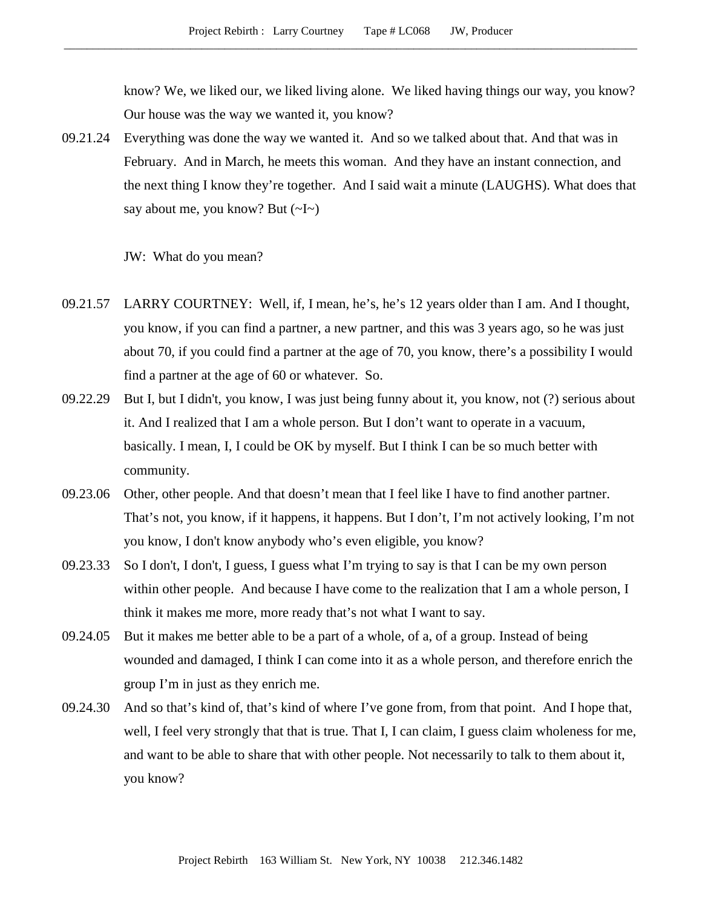know? We, we liked our, we liked living alone. We liked having things our way, you know? Our house was the way we wanted it, you know?

09.21.24 Everything was done the way we wanted it. And so we talked about that. And that was in February. And in March, he meets this woman. And they have an instant connection, and the next thing I know they're together. And I said wait a minute (LAUGHS). What does that say about me, you know? But (~I~)

JW: What do you mean?

09.21.57 LARRY COURTNEY: Well, if, I mean, he's, he's 12 years older than I am. And I thought, you know, if you can find a partner, a new partner, and this was 3 years ago, so he was just about 70, if you could find a partner at the age of 70, you know, there's a possibility I would find a partner at the age of 60 or whatever. So.

09.22.29 But I, but I didn't, you know, I was just being funny about it, you know, not (?) serious about it. And I realized that I am a whole person. But I don't want to operate in a vacuum, basically. I mean, I, I could be OK by myself. But I think I can be so much better with community.

09.23.06 Other, other people. And that doesn't mean that I feel like I have to find another partner. That's not, you know, if it happens, it happens. But I don't, I'm not actively looking, I'm not you know, I don't know anybody who's even eligible, you know?

09.23.33 So I don't, I don't, I guess, I guess what I'm trying to say is that I can be my own person within other people. And because I have come to the realization that I am a whole person, I think it makes me more, more ready that's not what I want to say.

09.24.05 But it makes me better able to be a part of a whole, of a, of a group. Instead of being wounded and damaged, I think I can come into it as a whole person, and therefore enrich the group I'm in just as they enrich me.

09.24.30 And so that's kind of, that's kind of where I've gone from, from that point. And I hope that, well, I feel very strongly that that is true. That I, I can claim, I guess claim wholeness for me, and want to be able to share that with other people. Not necessarily to talk to them about it, you know?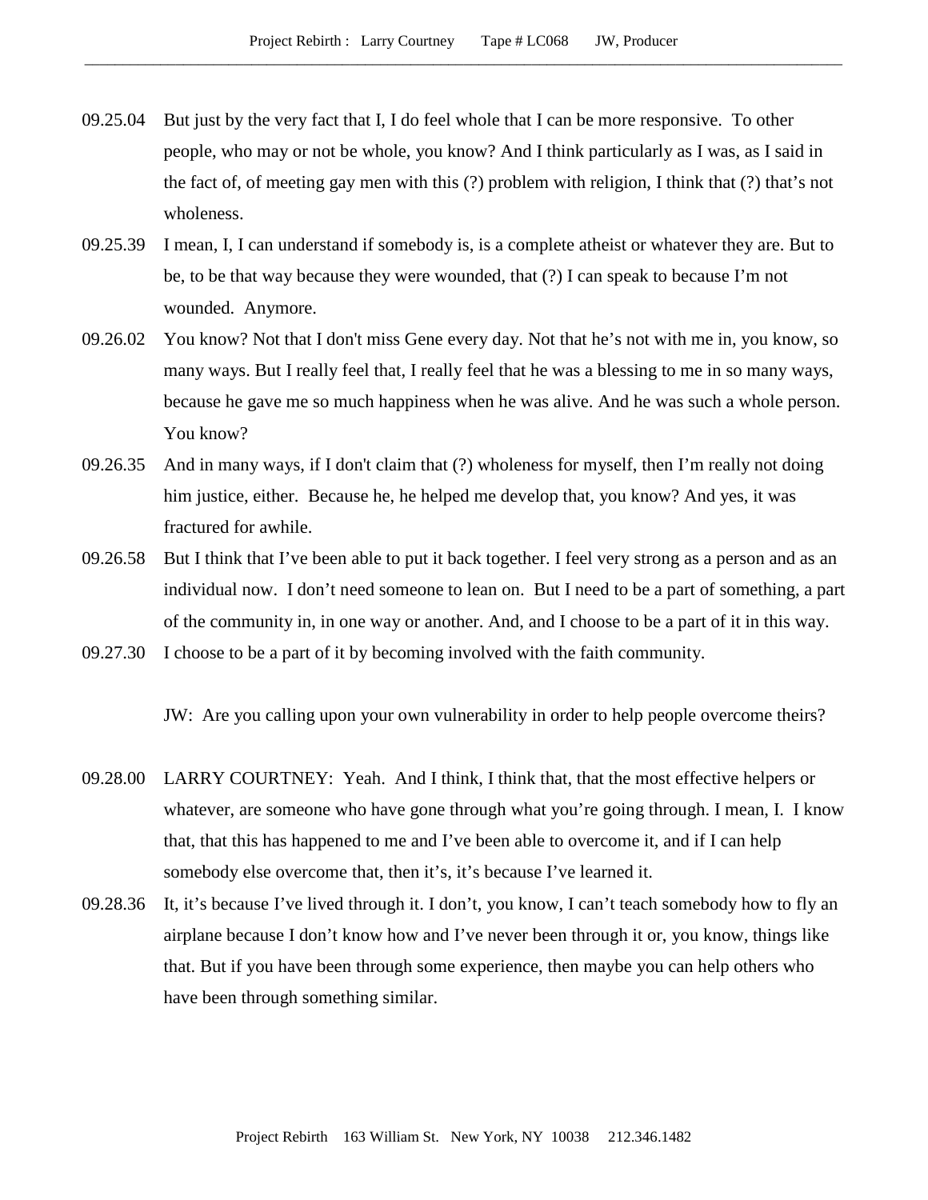09.25.04 But just by the very fact that I, I do feel whole that I can be more responsive. To other people, who may or not be whole, you know? And I think particularly as I was, as I said in the fact of, of meeting gay men with this (?) problem with religion, I think that (?) that's not wholeness.

09.25.39 I mean, I, I can understand if somebody is, is a complete atheist or whatever they are. But to be, to be that way because they were wounded, that (?) I can speak to because I'm not wounded. Anymore.

09.26.02 You know? Not that I don't miss Gene every day. Not that he's not with me in, you know, so many ways. But I really feel that, I really feel that he was a blessing to me in so many ways, because he gave me so much happiness when he was alive. And he was such a whole person. You know?

09.26.35 And in many ways, if I don't claim that (?) wholeness for myself, then I'm really not doing him justice, either. Because he, he helped me develop that, you know? And yes, it was fractured for awhile.

09.26.58 But I think that I've been able to put it back together. I feel very strong as a person and as an individual now. I don't need someone to lean on. But I need to be a part of something, a part of the community in, in one way or another. And, and I choose to be a part of it in this way.

09.27.30 I choose to be a part of it by becoming involved with the faith community.

JW: Are you calling upon your own vulnerability in order to help people overcome theirs?

09.28.00 LARRY COURTNEY: Yeah. And I think, I think that, that the most effective helpers or whatever, are someone who have gone through what you're going through. I mean, I. I know that, that this has happened to me and I've been able to overcome it, and if I can help somebody else overcome that, then it's, it's because I've learned it.

09.28.36 It, it's because I've lived through it. I don't, you know, I can't teach somebody how to fly an airplane because I don't know how and I've never been through it or, you know, things like that. But if you have been through some experience, then maybe you can help others who have been through something similar.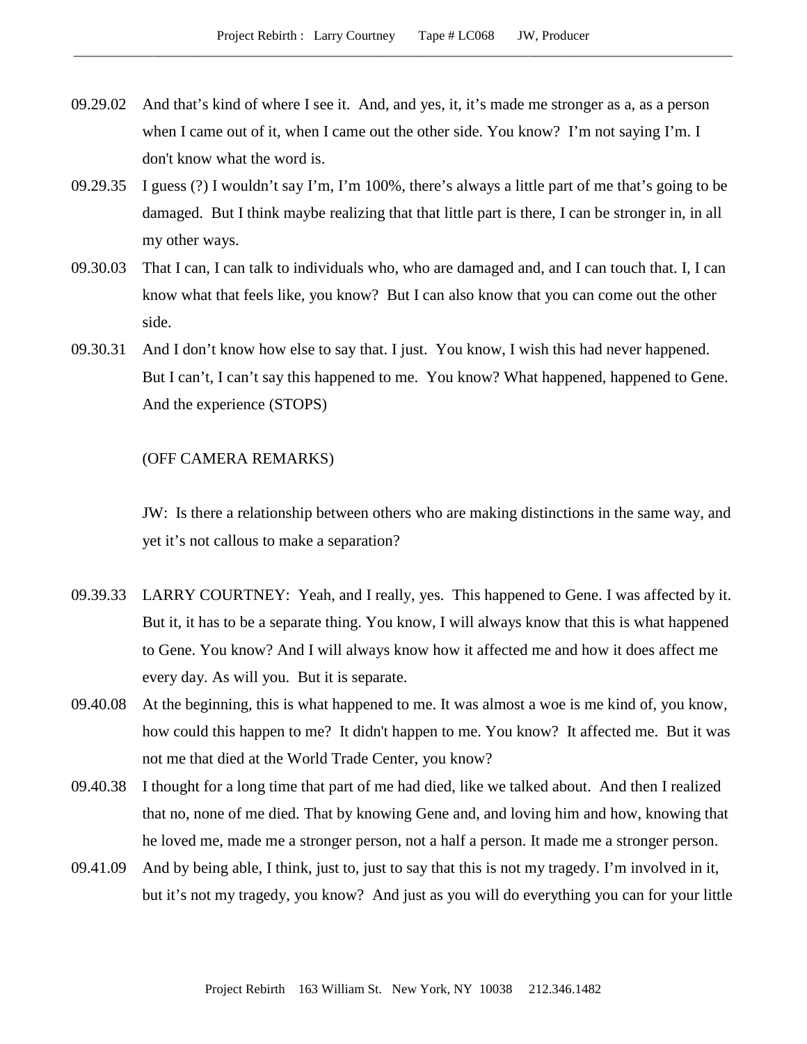09.29.02 And that's kind of where I see it. And, and yes, it, it's made me stronger as a, as a person when I came out of it, when I came out the other side. You know? I'm not saying I'm. I don't know what the word is.

09.29.35 I guess (?) I wouldn't say I'm, I'm 100%, there's always a little part of me that's going to be damaged. But I think maybe realizing that that little part is there, I can be stronger in, in all my other ways.

09.30.03 That I can, I can talk to individuals who, who are damaged and, and I can touch that. I, I can know what that feels like, you know? But I can also know that you can come out the other side.

09.30.31 And I don't know how else to say that. I just. You know, I wish this had never happened. But I can't, I can't say this happened to me. You know? What happened, happened to Gene. And the experience (STOPS)

(OFF CAMERA REMARKS)

JW: Is there a relationship between others who are making distinctions in the same way, and yet it's not callous to make a separation?

09.39.33 LARRY COURTNEY: Yeah, and I really, yes. This happened to Gene. I was affected by it. But it, it has to be a separate thing. You know, I will always know that this is what happened to Gene. You know? And I will always know how it affected me and how it does affect me every day. As will you. But it is separate.

09.40.08 At the beginning, this is what happened to me. It was almost a woe is me kind of, you know, how could this happen to me? It didn't happen to me. You know? It affected me. But it was not me that died at the World Trade Center, you know?

09.40.38 I thought for a long time that part of me had died, like we talked about. And then I realized that no, none of me died. That by knowing Gene and, and loving him and how, knowing that he loved me, made me a stronger person, not a half a person. It made me a stronger person.

09.41.09 And by being able, I think, just to, just to say that this is not my tragedy. I'm involved in it, but it's not my tragedy, you know? And just as you will do everything you can for your little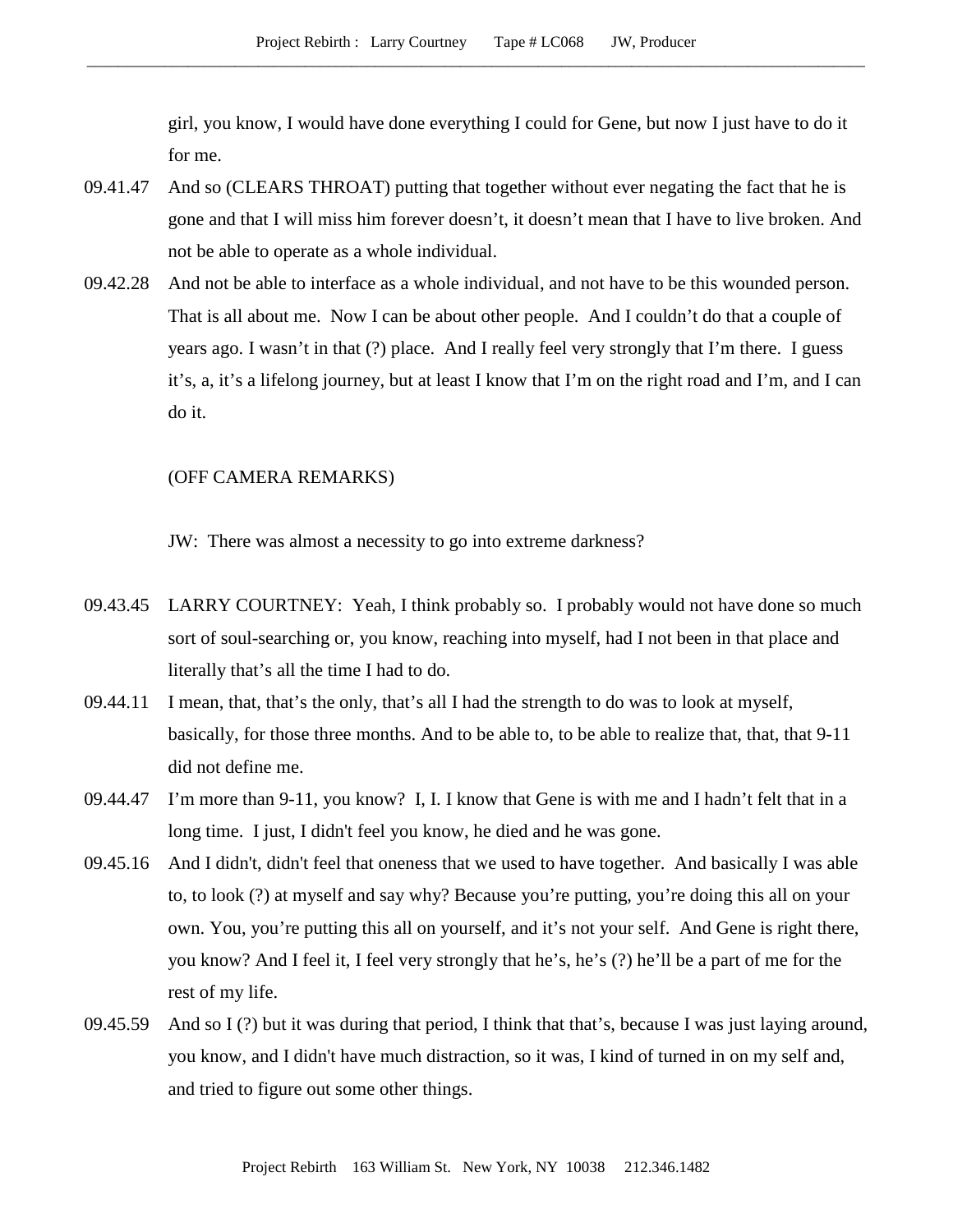girl, you know, I would have done everything I could for Gene, but now I just have to do it for me.

09.41.47 And so (CLEARS THROAT) putting that together without ever negating the fact that he is gone and that I will miss him forever doesn't, it doesn't mean that I have to live broken. And not be able to operate as a whole individual.

09.42.28 And not be able to interface as a whole individual, and not have to be this wounded person. That is all about me. Now I can be about other people. And I couldn't do that a couple of years ago. I wasn't in that (?) place. And I really feel very strongly that I'm there. I guess it's, a, it's a lifelong journey, but at least I know that I'm on the right road and I'm, and I can do it.

(OFF CAMERA REMARKS)

JW: There was almost a necessity to go into extreme darkness?

09.43.45 LARRY COURTNEY: Yeah, I think probably so. I probably would not have done so much sort of soul-searching or, you know, reaching into myself, had I not been in that place and literally that's all the time I had to do.

09.44.11 I mean, that, that's the only, that's all I had the strength to do was to look at myself, basically, for those three months. And to be able to, to be able to realize that, that, that 9-11 did not define me.

09.44.47 I'm more than 9-11, you know? I, I. I know that Gene is with me and I hadn't felt that in a long time. I just, I didn't feel you know, he died and he was gone.

09.45.16 And I didn't, didn't feel that oneness that we used to have together. And basically I was able to, to look (?) at myself and say why? Because you're putting, you're doing this all on your own. You, you're putting this all on yourself, and it's not your self. And Gene is right there, you know? And I feel it, I feel very strongly that he's, he's (?) he'll be a part of me for the rest of my life.

09.45.59 And so I (?) but it was during that period, I think that that's, because I was just laying around, you know, and I didn't have much distraction, so it was, I kind of turned in on my self and, and tried to figure out some other things.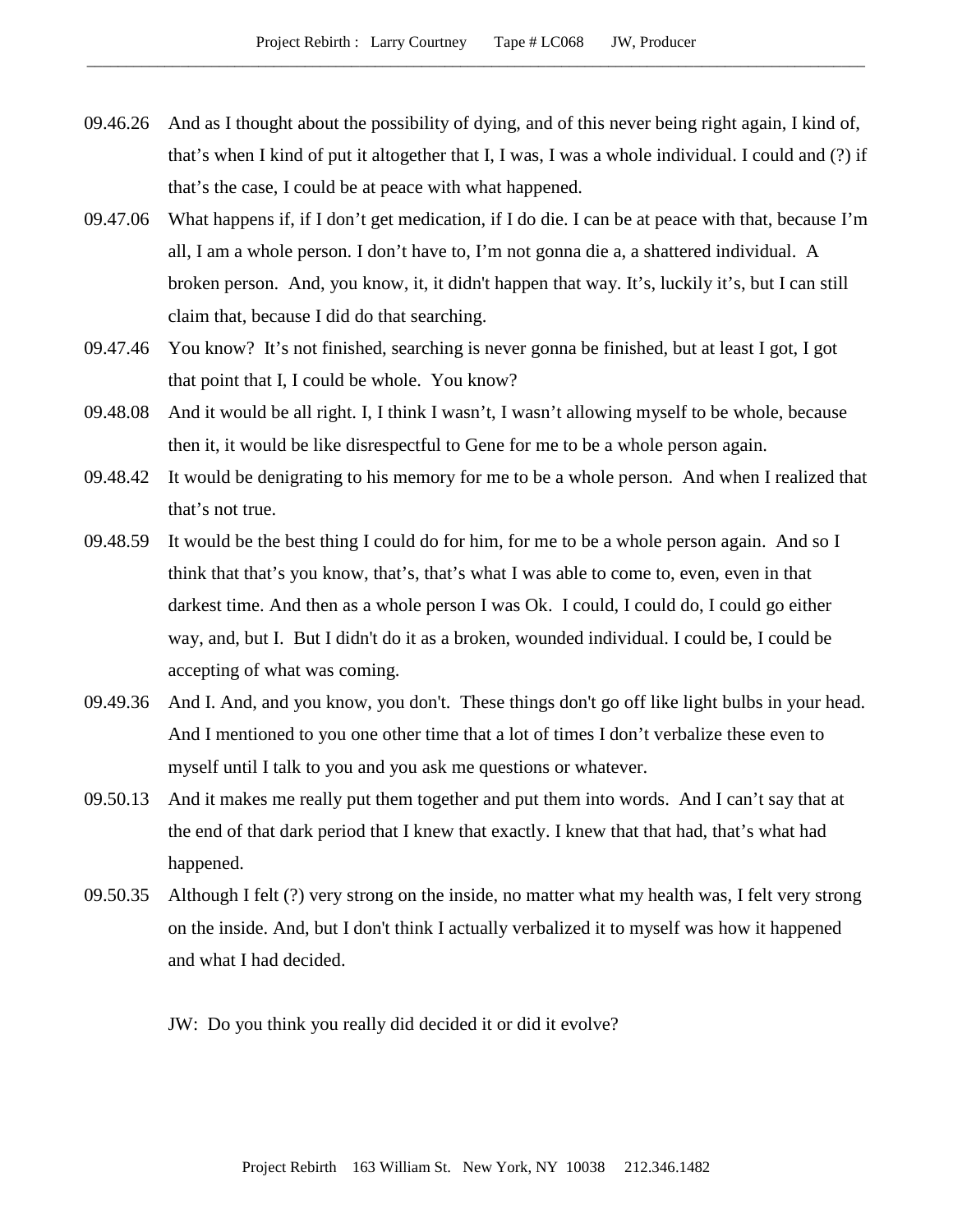09.46.26 And as I thought about the possibility of dying, and of this never being right again, I kind of, that's when I kind of put it altogether that I, I was, I was a whole individual. I could and (?) if that's the case, I could be at peace with what happened.

09.47.06 What happens if, if I don't get medication, if I do die. I can be at peace with that, because I'm all, I am a whole person. I don't have to, I'm not gonna die a, a shattered individual. A broken person. And, you know, it, it didn't happen that way. It's, luckily it's, but I can still claim that, because I did do that searching.

09.47.46 You know? It's not finished, searching is never gonna be finished, but at least I got, I got that point that I, I could be whole. You know?

09.48.08 And it would be all right. I, I think I wasn't, I wasn't allowing myself to be whole, because then it, it would be like disrespectful to Gene for me to be a whole person again.

09.48.42 It would be denigrating to his memory for me to be a whole person. And when I realized that that's not true.

09.48.59 It would be the best thing I could do for him, for me to be a whole person again. And so I think that that's you know, that's, that's what I was able to come to, even, even in that darkest time. And then as a whole person I was Ok. I could, I could do, I could go either way, and, but I. But I didn't do it as a broken, wounded individual. I could be, I could be accepting of what was coming.

09.49.36 And I. And, and you know, you don't. These things don't go off like light bulbs in your head. And I mentioned to you one other time that a lot of times I don't verbalize these even to myself until I talk to you and you ask me questions or whatever.

09.50.13 And it makes me really put them together and put them into words. And I can't say that at the end of that dark period that I knew that exactly. I knew that that had, that's what had happened.

09.50.35 Although I felt (?) very strong on the inside, no matter what my health was, I felt very strong on the inside. And, but I don't think I actually verbalized it to myself was how it happened and what I had decided.

JW: Do you think you really did decided it or did it evolve?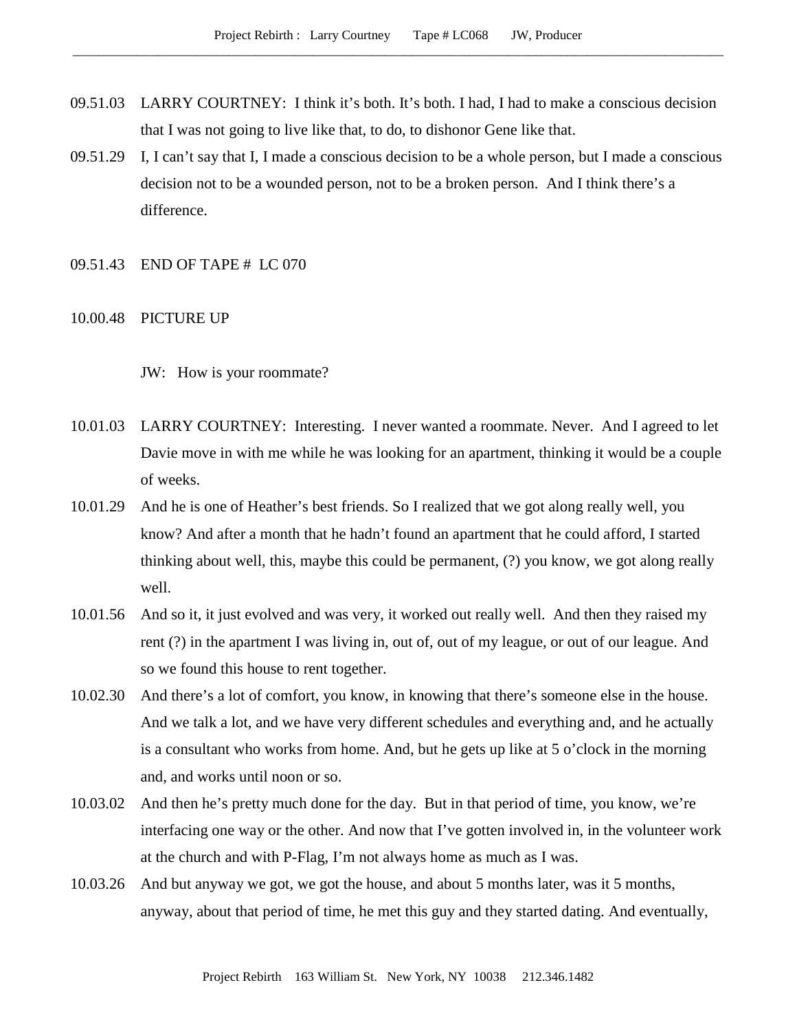09.51.03 LARRY COURTNEY: I think it's both. It's both. I had, I had to make a conscious decision that I was not going to live like that, to do, to dishonor Gene like that.

09.51.29 I, I can't say that I, I made a conscious decision to be a whole person, but I made a conscious decision not to be a wounded person, not to be a broken person. And I think there's a difference.

09.51.43 END OF TAPE # LC 070

10.00.48 PICTURE UP

JW: How is your roommate?

10.01.03 LARRY COURTNEY: Interesting. I never wanted a roommate. Never. And I agreed to let Davie move in with me while he was looking for an apartment, thinking it would be a couple of weeks.

10.01.29 And he is one of Heather's best friends. So I realized that we got along really well, you know? And after a month that he hadn't found an apartment that he could afford, I started thinking about well, this, maybe this could be permanent, (?) you know, we got along really well.

10.01.56 And so it, it just evolved and was very, it worked out really well. And then they raised my rent (?) in the apartment I was living in, out of, out of my league, or out of our league. And so we found this house to rent together.

10.02.30 And there's a lot of comfort, you know, in knowing that there's someone else in the house. And we talk a lot, and we have very different schedules and everything and, and he actually is a consultant who works from home. And, but he gets up like at 5 o'clock in the morning and, and works until noon or so.

10.03.02 And then he's pretty much done for the day. But in that period of time, you know, we're interfacing one way or the other. And now that I've gotten involved in, in the volunteer work at the church and with P-Flag, I'm not always home as much as I was.

10.03.26 And but anyway we got, we got the house, and about 5 months later, was it 5 months, anyway, about that period of time, he met this guy and they started dating. And eventually,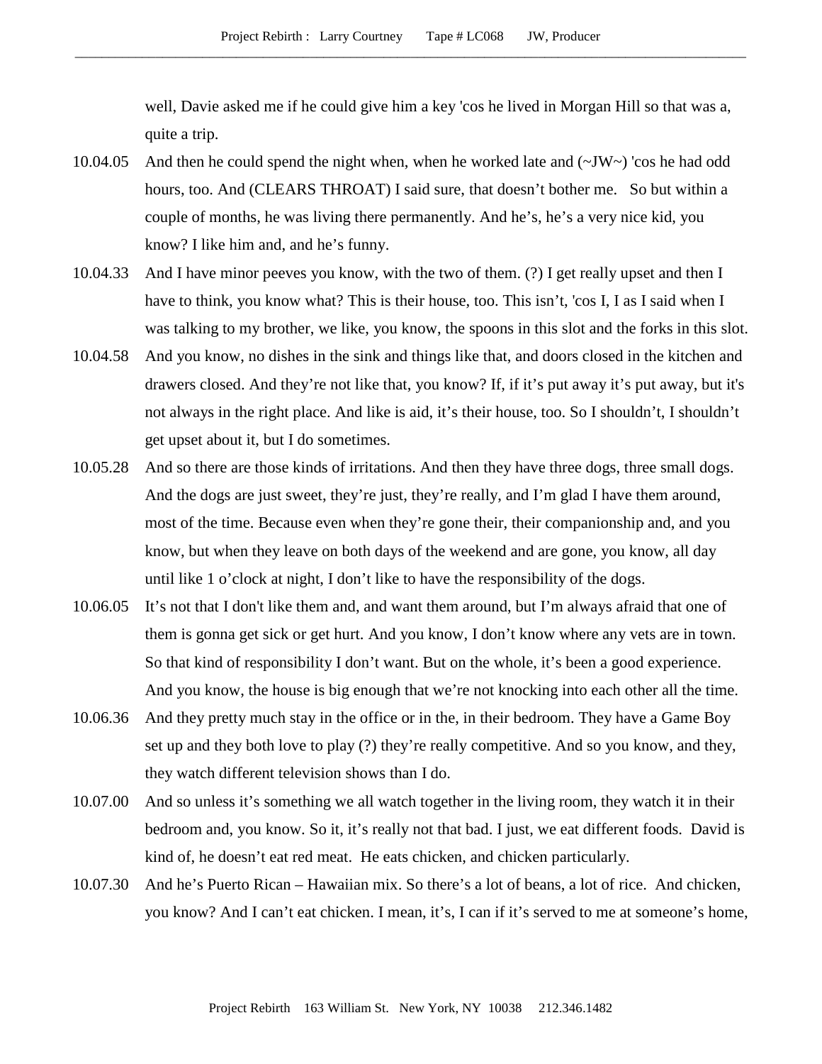well, Davie asked me if he could give him a key 'cos he lived in Morgan Hill so that was a, quite a trip.

10.04.05 And then he could spend the night when, when he worked late and (~JW~) 'cos he had odd hours, too. And (CLEARS THROAT) I said sure, that doesn't bother me. So but within a couple of months, he was living there permanently. And he's, he's a very nice kid, you know? I like him and, and he's funny.

10.04.33 And I have minor peeves you know, with the two of them. (?) I get really upset and then I have to think, you know what? This is their house, too. This isn't, 'cos I, I as I said when I was talking to my brother, we like, you know, the spoons in this slot and the forks in this slot.

10.04.58 And you know, no dishes in the sink and things like that, and doors closed in the kitchen and drawers closed. And they're not like that, you know? If, if it's put away it's put away, but it's not always in the right place. And like is aid, it's their house, too. So I shouldn't, I shouldn't get upset about it, but I do sometimes.

10.05.28 And so there are those kinds of irritations. And then they have three dogs, three small dogs. And the dogs are just sweet, they're just, they're really, and I'm glad I have them around, most of the time. Because even when they're gone their, their companionship and, and you know, but when they leave on both days of the weekend and are gone, you know, all day until like 1 o'clock at night, I don't like to have the responsibility of the dogs.

10.06.05 It's not that I don't like them and, and want them around, but I'm always afraid that one of them is gonna get sick or get hurt. And you know, I don't know where any vets are in town. So that kind of responsibility I don't want. But on the whole, it's been a good experience. And you know, the house is big enough that we're not knocking into each other all the time.

10.06.36 And they pretty much stay in the office or in the, in their bedroom. They have a Game Boy set up and they both love to play (?) they're really competitive. And so you know, and they, they watch different television shows than I do.

10.07.00 And so unless it's something we all watch together in the living room, they watch it in their bedroom and, you know. So it, it's really not that bad. I just, we eat different foods. David is kind of, he doesn't eat red meat. He eats chicken, and chicken particularly.

10.07.30 And he's Puerto Rican – Hawaiian mix. So there's a lot of beans, a lot of rice. And chicken, you know? And I can't eat chicken. I mean, it's, I can if it's served to me at someone's home,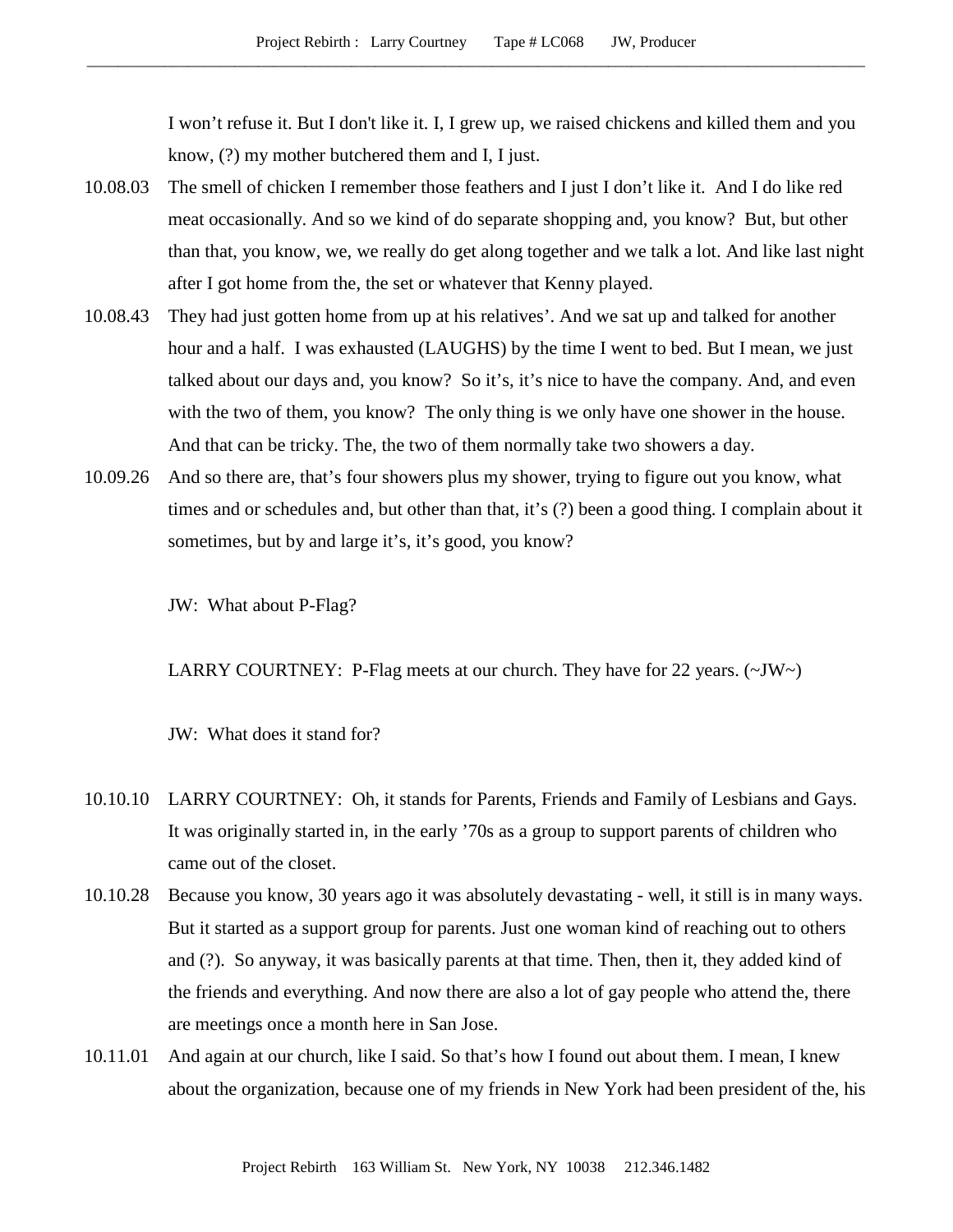I won't refuse it. But I don't like it. I, I grew up, we raised chickens and killed them and you know, (?) my mother butchered them and I, I just.

10.08.03 The smell of chicken I remember those feathers and I just I don't like it. And I do like red meat occasionally. And so we kind of do separate shopping and, you know? But, but other than that, you know, we, we really do get along together and we talk a lot. And like last night after I got home from the, the set or whatever that Kenny played.

10.08.43 They had just gotten home from up at his relatives'. And we sat up and talked for another hour and a half. I was exhausted (LAUGHS) by the time I went to bed. But I mean, we just talked about our days and, you know? So it's, it's nice to have the company. And, and even with the two of them, you know? The only thing is we only have one shower in the house. And that can be tricky. The, the two of them normally take two showers a day.

10.09.26 And so there are, that's four showers plus my shower, trying to figure out you know, what times and or schedules and, but other than that, it's (?) been a good thing. I complain about it sometimes, but by and large it's, it's good, you know?

JW: What about P-Flag?

LARRY COURTNEY: P-Flag meets at our church. They have for 22 years. (~JW~)

JW: What does it stand for?

10.10.10 LARRY COURTNEY: Oh, it stands for Parents, Friends and Family of Lesbians and Gays. It was originally started in, in the early '70s as a group to support parents of children who came out of the closet.

10.10.28 Because you know, 30 years ago it was absolutely devastating - well, it still is in many ways. But it started as a support group for parents. Just one woman kind of reaching out to others and (?). So anyway, it was basically parents at that time. Then, then it, they added kind of the friends and everything. And now there are also a lot of gay people who attend the, there are meetings once a month here in San Jose.

10.11.01 And again at our church, like I said. So that's how I found out about them. I mean, I knew about the organization, because one of my friends in New York had been president of the, his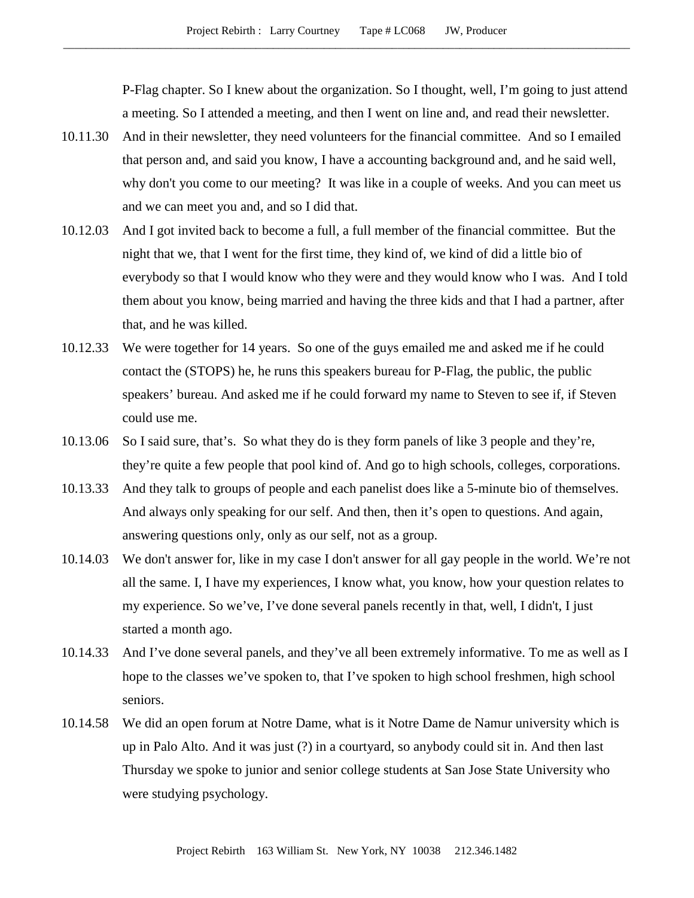P-Flag chapter. So I knew about the organization. So I thought, well, I'm going to just attend a meeting. So I attended a meeting, and then I went on line and, and read their newsletter.

10.11.30 And in their newsletter, they need volunteers for the financial committee. And so I emailed that person and, and said you know, I have a accounting background and, and he said well, why don't you come to our meeting? It was like in a couple of weeks. And you can meet us and we can meet you and, and so I did that.

10.12.03 And I got invited back to become a full, a full member of the financial committee. But the night that we, that I went for the first time, they kind of, we kind of did a little bio of everybody so that I would know who they were and they would know who I was. And I told them about you know, being married and having the three kids and that I had a partner, after that, and he was killed.

10.12.33 We were together for 14 years. So one of the guys emailed me and asked me if he could contact the (STOPS) he, he runs this speakers bureau for P-Flag, the public, the public speakers' bureau. And asked me if he could forward my name to Steven to see if, if Steven could use me.

10.13.06 So I said sure, that's. So what they do is they form panels of like 3 people and they're, they're quite a few people that pool kind of. And go to high schools, colleges, corporations.

10.13.33 And they talk to groups of people and each panelist does like a 5-minute bio of themselves. And always only speaking for our self. And then, then it's open to questions. And again, answering questions only, only as our self, not as a group.

10.14.03 We don't answer for, like in my case I don't answer for all gay people in the world. We're not all the same. I, I have my experiences, I know what, you know, how your question relates to my experience. So we've, I've done several panels recently in that, well, I didn't, I just started a month ago.

10.14.33 And I've done several panels, and they've all been extremely informative. To me as well as I hope to the classes we've spoken to, that I've spoken to high school freshmen, high school seniors.

10.14.58 We did an open forum at Notre Dame, what is it Notre Dame de Namur university which is up in Palo Alto. And it was just (?) in a courtyard, so anybody could sit in. And then last Thursday we spoke to junior and senior college students at San Jose State University who were studying psychology.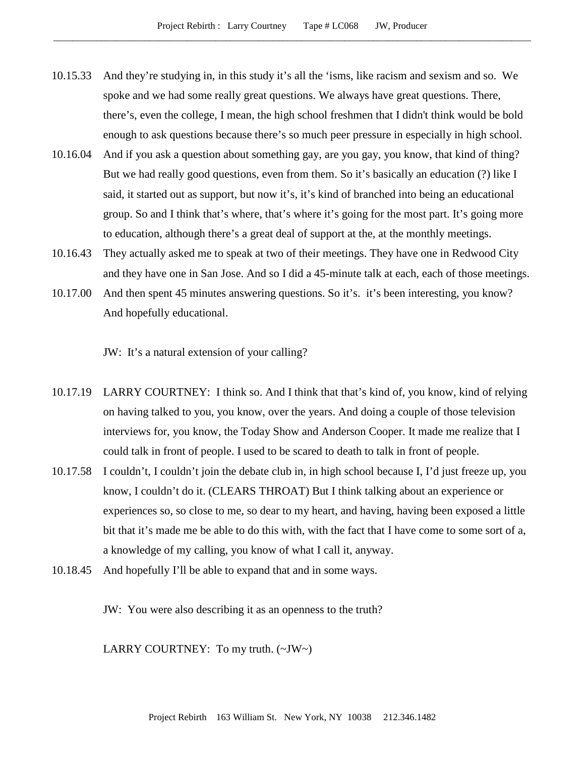10.15.33 And they're studying in, in this study it's all the 'isms, like racism and sexism and so. We spoke and we had some really great questions. We always have great questions. There, there's, even the college, I mean, the high school freshmen that I didn't think would be bold enough to ask questions because there's so much peer pressure in especially in high school.

10.16.04 And if you ask a question about something gay, are you gay, you know, that kind of thing? But we had really good questions, even from them. So it's basically an education (?) like I said, it started out as support, but now it's, it's kind of branched into being an educational group. So and I think that's where, that's where it's going for the most part. It's going more to education, although there's a great deal of support at the, at the monthly meetings.

10.16.43 They actually asked me to speak at two of their meetings. They have one in Redwood City and they have one in San Jose. And so I did a 45-minute talk at each, each of those meetings.

10.17.00 And then spent 45 minutes answering questions. So it's. it's been interesting, you know? And hopefully educational.

JW: It's a natural extension of your calling?

10.17.19 LARRY COURTNEY: I think so. And I think that that's kind of, you know, kind of relying on having talked to you, you know, over the years. And doing a couple of those television interviews for, you know, the Today Show and Anderson Cooper. It made me realize that I could talk in front of people. I used to be scared to death to talk in front of people.

10.17.58 I couldn't, I couldn't join the debate club in, in high school because I, I'd just freeze up, you know, I couldn't do it. (CLEARS THROAT) But I think talking about an experience or experiences so, so close to me, so dear to my heart, and having, having been exposed a little bit that it's made me be able to do this with, with the fact that I have come to some sort of a, a knowledge of my calling, you know of what I call it, anyway.

10.18.45 And hopefully I'll be able to expand that and in some ways.

JW: You were also describing it as an openness to the truth?

LARRY COURTNEY: To my truth. (~JW~)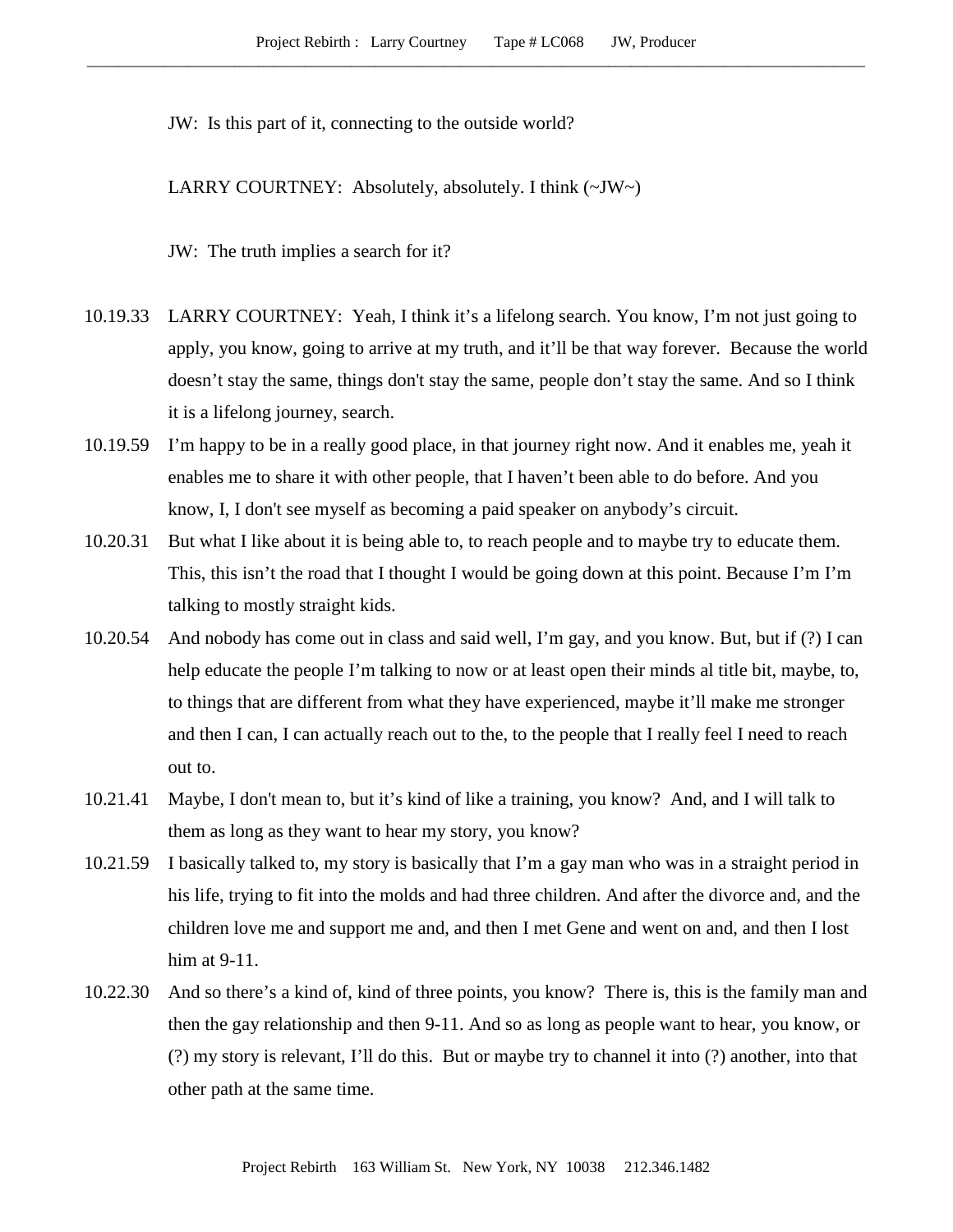JW: Is this part of it, connecting to the outside world?

LARRY COURTNEY: Absolutely, absolutely. I think (~JW~)

JW: The truth implies a search for it?

10.19.33 LARRY COURTNEY: Yeah, I think it's a lifelong search. You know, I'm not just going to apply, you know, going to arrive at my truth, and it'll be that way forever. Because the world doesn't stay the same, things don't stay the same, people don't stay the same. And so I think it is a lifelong journey, search.

10.19.59 I'm happy to be in a really good place, in that journey right now. And it enables me, yeah it enables me to share it with other people, that I haven't been able to do before. And you know, I, I don't see myself as becoming a paid speaker on anybody's circuit.

10.20.31 But what I like about it is being able to, to reach people and to maybe try to educate them. This, this isn't the road that I thought I would be going down at this point. Because I'm I'm talking to mostly straight kids.

10.20.54 And nobody has come out in class and said well, I'm gay, and you know. But, but if (?) I can help educate the people I'm talking to now or at least open their minds al title bit, maybe, to, to things that are different from what they have experienced, maybe it'll make me stronger and then I can, I can actually reach out to the, to the people that I really feel I need to reach out to.

10.21.41 Maybe, I don't mean to, but it's kind of like a training, you know? And, and I will talk to them as long as they want to hear my story, you know?

10.21.59 I basically talked to, my story is basically that I'm a gay man who was in a straight period in his life, trying to fit into the molds and had three children. And after the divorce and, and the children love me and support me and, and then I met Gene and went on and, and then I lost him at 9-11.

10.22.30 And so there's a kind of, kind of three points, you know? There is, this is the family man and then the gay relationship and then 9-11. And so as long as people want to hear, you know, or (?) my story is relevant, I'll do this. But or maybe try to channel it into (?) another, into that other path at the same time.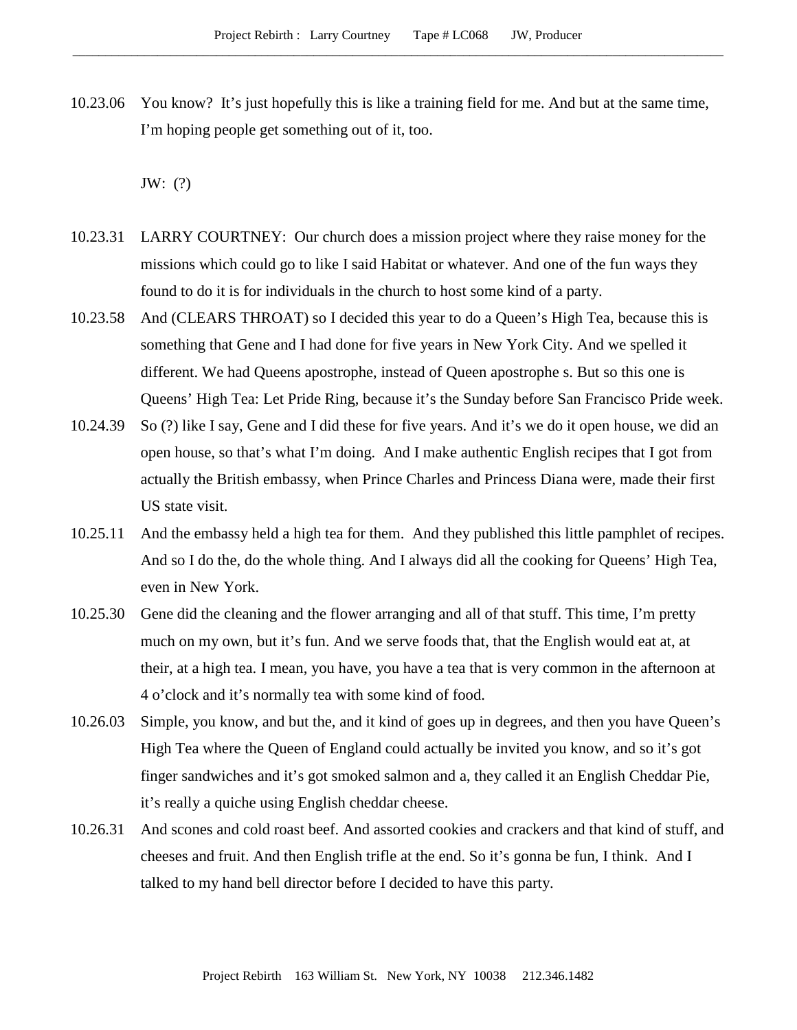10.23.06 You know? It's just hopefully this is like a training field for me. And but at the same time, I'm hoping people get something out of it, too.

JW: (?)

10.23.31 LARRY COURTNEY: Our church does a mission project where they raise money for the missions which could go to like I said Habitat or whatever. And one of the fun ways they found to do it is for individuals in the church to host some kind of a party.

10.23.58 And (CLEARS THROAT) so I decided this year to do a Queen's High Tea, because this is something that Gene and I had done for five years in New York City. And we spelled it different. We had Queens apostrophe, instead of Queen apostrophe s. But so this one is Queens' High Tea: Let Pride Ring, because it's the Sunday before San Francisco Pride week.

10.24.39 So (?) like I say, Gene and I did these for five years. And it's we do it open house, we did an open house, so that's what I'm doing. And I make authentic English recipes that I got from actually the British embassy, when Prince Charles and Princess Diana were, made their first US state visit.

10.25.11 And the embassy held a high tea for them. And they published this little pamphlet of recipes. And so I do the, do the whole thing. And I always did all the cooking for Queens' High Tea, even in New York.

10.25.30 Gene did the cleaning and the flower arranging and all of that stuff. This time, I'm pretty much on my own, but it's fun. And we serve foods that, that the English would eat at, at their, at a high tea. I mean, you have, you have a tea that is very common in the afternoon at 4 o'clock and it's normally tea with some kind of food.

10.26.03 Simple, you know, and but the, and it kind of goes up in degrees, and then you have Queen's High Tea where the Queen of England could actually be invited you know, and so it's got finger sandwiches and it's got smoked salmon and a, they called it an English Cheddar Pie, it's really a quiche using English cheddar cheese.

10.26.31 And scones and cold roast beef. And assorted cookies and crackers and that kind of stuff, and cheeses and fruit. And then English trifle at the end. So it's gonna be fun, I think. And I talked to my hand bell director before I decided to have this party.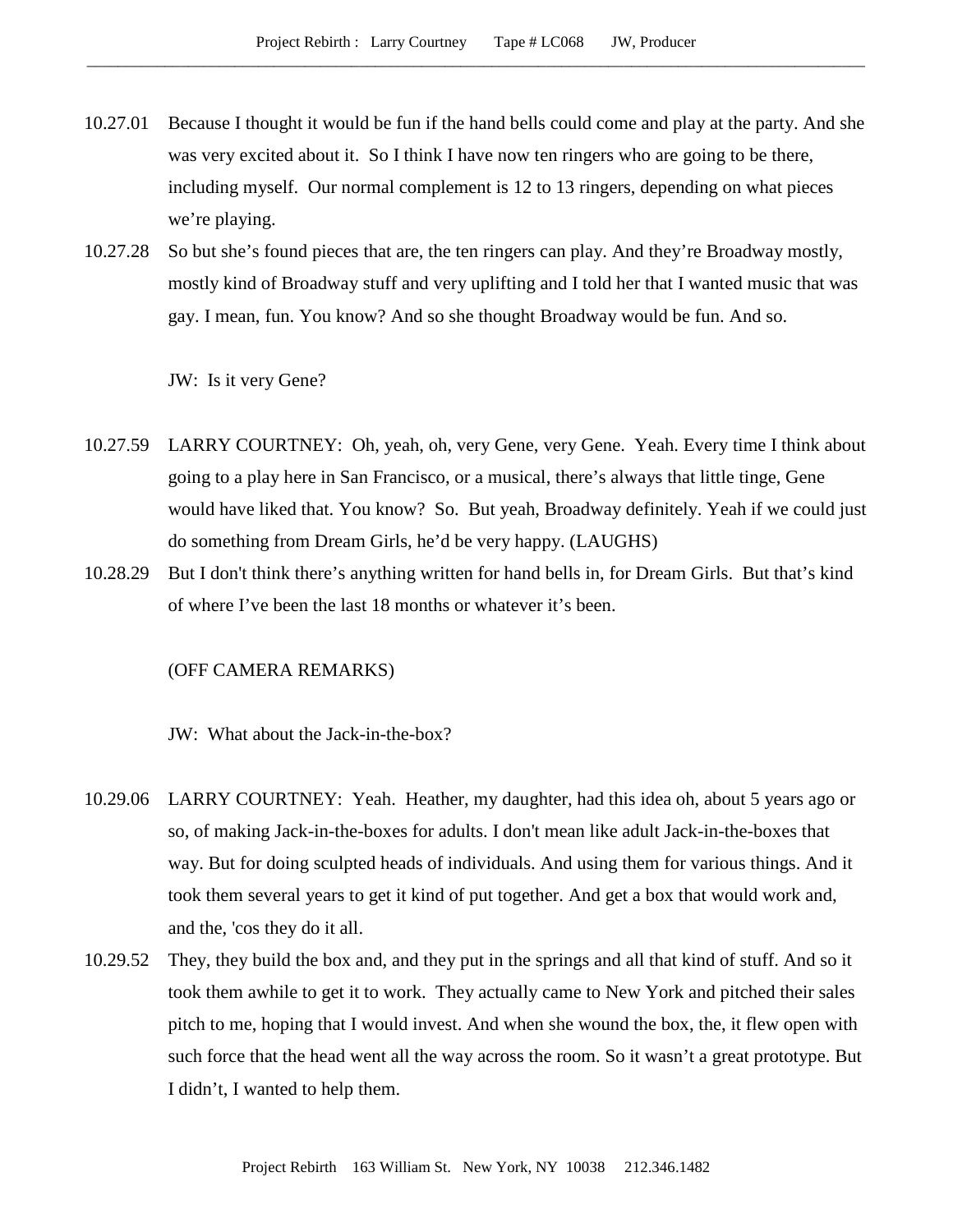10.27.01 Because I thought it would be fun if the hand bells could come and play at the party. And she was very excited about it. So I think I have now ten ringers who are going to be there, including myself. Our normal complement is 12 to 13 ringers, depending on what pieces we're playing.

10.27.28 So but she's found pieces that are, the ten ringers can play. And they're Broadway mostly, mostly kind of Broadway stuff and very uplifting and I told her that I wanted music that was gay. I mean, fun. You know? And so she thought Broadway would be fun. And so.

JW: Is it very Gene?

10.27.59 LARRY COURTNEY: Oh, yeah, oh, very Gene, very Gene. Yeah. Every time I think about going to a play here in San Francisco, or a musical, there's always that little tinge, Gene would have liked that. You know? So. But yeah, Broadway definitely. Yeah if we could just do something from Dream Girls, he'd be very happy. (LAUGHS)

10.28.29 But I don't think there's anything written for hand bells in, for Dream Girls. But that's kind of where I've been the last 18 months or whatever it's been.

(OFF CAMERA REMARKS)

JW: What about the Jack-in-the-box?

10.29.06 LARRY COURTNEY: Yeah. Heather, my daughter, had this idea oh, about 5 years ago or so, of making Jack-in-the-boxes for adults. I don't mean like adult Jack-in-the-boxes that way. But for doing sculpted heads of individuals. And using them for various things. And it took them several years to get it kind of put together. And get a box that would work and, and the, 'cos they do it all.

10.29.52 They, they build the box and, and they put in the springs and all that kind of stuff. And so it took them awhile to get it to work. They actually came to New York and pitched their sales pitch to me, hoping that I would invest. And when she wound the box, the, it flew open with such force that the head went all the way across the room. So it wasn't a great prototype. But I didn't, I wanted to help them.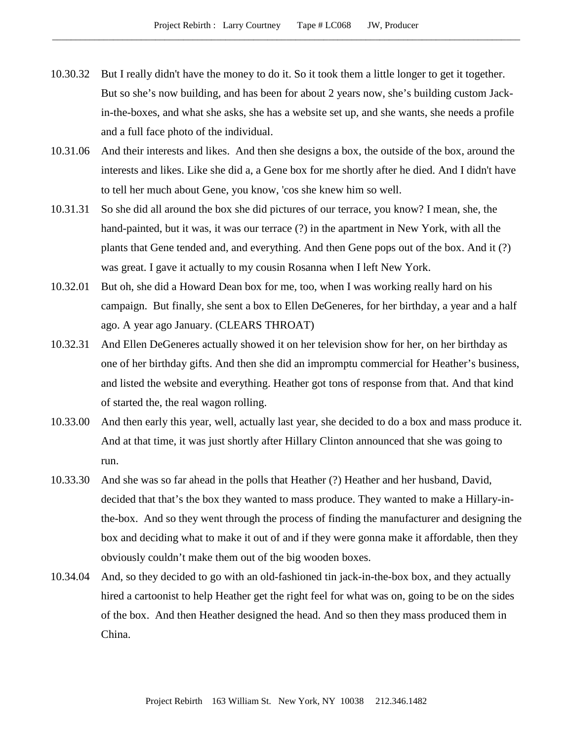10.30.32 But I really didn't have the money to do it. So it took them a little longer to get it together. But so she's now building, and has been for about 2 years now, she's building custom Jack-in-the-boxes, and what she asks, she has a website set up, and she wants, she needs a profile and a full face photo of the individual.

10.31.06 And their interests and likes. And then she designs a box, the outside of the box, around the interests and likes. Like she did a, a Gene box for me shortly after he died. And I didn't have to tell her much about Gene, you know, 'cos she knew him so well.

10.31.31 So she did all around the box she did pictures of our terrace, you know? I mean, she, the hand-painted, but it was, it was our terrace (?) in the apartment in New York, with all the plants that Gene tended and, and everything. And then Gene pops out of the box. And it (?) was great. I gave it actually to my cousin Rosanna when I left New York.

10.32.01 But oh, she did a Howard Dean box for me, too, when I was working really hard on his campaign. But finally, she sent a box to Ellen DeGeneres, for her birthday, a year and a half ago. A year ago January. (CLEARS THROAT)

10.32.31 And Ellen DeGeneres actually showed it on her television show for her, on her birthday as one of her birthday gifts. And then she did an impromptu commercial for Heather's business, and listed the website and everything. Heather got tons of response from that. And that kind of started the, the real wagon rolling.

10.33.00 And then early this year, well, actually last year, she decided to do a box and mass produce it. And at that time, it was just shortly after Hillary Clinton announced that she was going to run.

10.33.30 And she was so far ahead in the polls that Heather (?) Heather and her husband, David, decided that that's the box they wanted to mass produce. They wanted to make a Hillary-in-the-box. And so they went through the process of finding the manufacturer and designing the box and deciding what to make it out of and if they were gonna make it affordable, then they obviously couldn't make them out of the big wooden boxes.

10.34.04 And, so they decided to go with an old-fashioned tin jack-in-the-box box, and they actually hired a cartoonist to help Heather get the right feel for what was on, going to be on the sides of the box. And then Heather designed the head. And so then they mass produced them in China.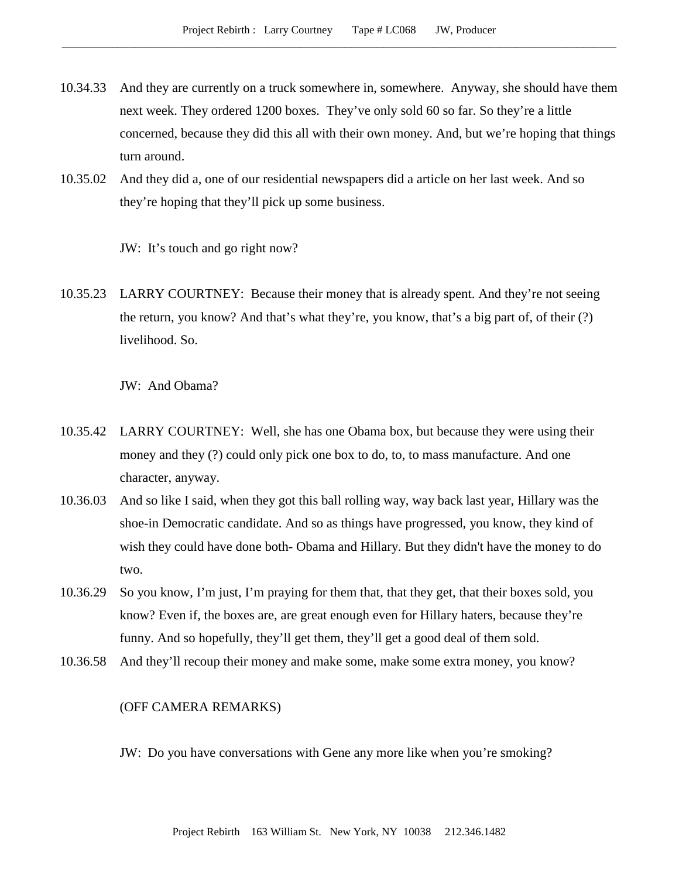10.34.33 And they are currently on a truck somewhere in, somewhere. Anyway, she should have them next week. They ordered 1200 boxes. They've only sold 60 so far. So they're a little concerned, because they did this all with their own money. And, but we're hoping that things turn around.

10.35.02 And they did a, one of our residential newspapers did a article on her last week. And so they're hoping that they'll pick up some business.

JW: It's touch and go right now?

10.35.23 LARRY COURTNEY: Because their money that is already spent. And they're not seeing the return, you know? And that's what they're, you know, that's a big part of, of their (?) livelihood. So.

JW: And Obama?

10.35.42 LARRY COURTNEY: Well, she has one Obama box, but because they were using their money and they (?) could only pick one box to do, to, to mass manufacture. And one character, anyway.

10.36.03 And so like I said, when they got this ball rolling way, way back last year, Hillary was the shoe-in Democratic candidate. And so as things have progressed, you know, they kind of wish they could have done both- Obama and Hillary. But they didn't have the money to do two.

10.36.29 So you know, I'm just, I'm praying for them that, that they get, that their boxes sold, you know? Even if, the boxes are, are great enough even for Hillary haters, because they're funny. And so hopefully, they'll get them, they'll get a good deal of them sold.

10.36.58 And they'll recoup their money and make some, make some extra money, you know?

(OFF CAMERA REMARKS)

JW: Do you have conversations with Gene any more like when you're smoking?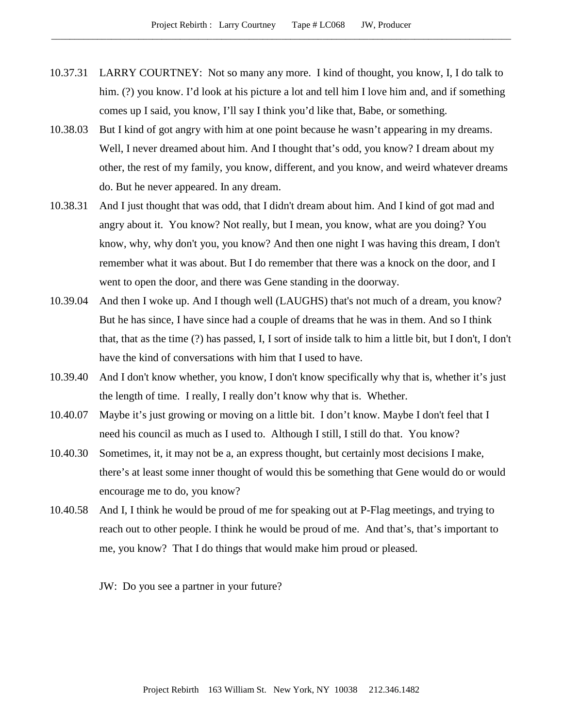10.37.31 LARRY COURTNEY: Not so many any more. I kind of thought, you know, I, I do talk to him. (?) you know. I'd look at his picture a lot and tell him I love him and, and if something comes up I said, you know, I'll say I think you'd like that, Babe, or something.

10.38.03 But I kind of got angry with him at one point because he wasn't appearing in my dreams. Well, I never dreamed about him. And I thought that's odd, you know? I dream about my other, the rest of my family, you know, different, and you know, and weird whatever dreams do. But he never appeared. In any dream.

10.38.31 And I just thought that was odd, that I didn't dream about him. And I kind of got mad and angry about it. You know? Not really, but I mean, you know, what are you doing? You know, why, why don't you, you know? And then one night I was having this dream, I don't remember what it was about. But I do remember that there was a knock on the door, and I went to open the door, and there was Gene standing in the doorway.

10.39.04 And then I woke up. And I though well (LAUGHS) that's not much of a dream, you know? But he has since, I have since had a couple of dreams that he was in them. And so I think that, that as the time (?) has passed, I, I sort of inside talk to him a little bit, but I don't, I don't have the kind of conversations with him that I used to have.

10.39.40 And I don't know whether, you know, I don't know specifically why that is, whether it's just the length of time. I really, I really don't know why that is. Whether.

10.40.07 Maybe it's just growing or moving on a little bit. I don't know. Maybe I don't feel that I need his council as much as I used to. Although I still, I still do that. You know?

10.40.30 Sometimes, it, it may not be a, an express thought, but certainly most decisions I make, there's at least some inner thought of would this be something that Gene would do or would encourage me to do, you know?

10.40.58 And I, I think he would be proud of me for speaking out at P-Flag meetings, and trying to reach out to other people. I think he would be proud of me. And that's, that's important to me, you know? That I do things that would make him proud or pleased.

JW: Do you see a partner in your future?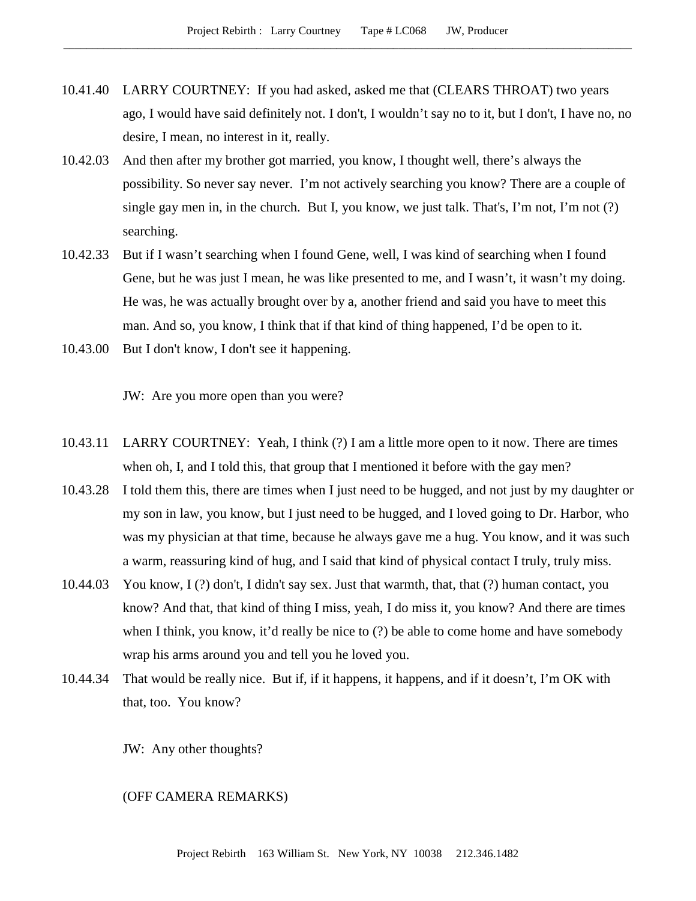10.41.40 LARRY COURTNEY: If you had asked, asked me that (CLEARS THROAT) two years ago, I would have said definitely not. I don't, I wouldn't say no to it, but I don't, I have no, no desire, I mean, no interest in it, really.

10.42.03 And then after my brother got married, you know, I thought well, there's always the possibility. So never say never. I'm not actively searching you know? There are a couple of single gay men in, in the church. But I, you know, we just talk. That's, I'm not, I'm not (?) searching.

10.42.33 But if I wasn't searching when I found Gene, well, I was kind of searching when I found Gene, but he was just I mean, he was like presented to me, and I wasn't, it wasn't my doing. He was, he was actually brought over by a, another friend and said you have to meet this man. And so, you know, I think that if that kind of thing happened, I'd be open to it.

10.43.00 But I don't know, I don't see it happening.

JW: Are you more open than you were?

10.43.11 LARRY COURTNEY: Yeah, I think (?) I am a little more open to it now. There are times when oh, I, and I told this, that group that I mentioned it before with the gay men?

10.43.28 I told them this, there are times when I just need to be hugged, and not just by my daughter or my son in law, you know, but I just need to be hugged, and I loved going to Dr. Harbor, who was my physician at that time, because he always gave me a hug. You know, and it was such a warm, reassuring kind of hug, and I said that kind of physical contact I truly, truly miss.

10.44.03 You know, I (?) don't, I didn't say sex. Just that warmth, that, that (?) human contact, you know? And that, that kind of thing I miss, yeah, I do miss it, you know? And there are times when I think, you know, it'd really be nice to (?) be able to come home and have somebody wrap his arms around you and tell you he loved you.

10.44.34 That would be really nice. But if, if it happens, it happens, and if it doesn't, I'm OK with that, too. You know?

JW: Any other thoughts?

(OFF CAMERA REMARKS)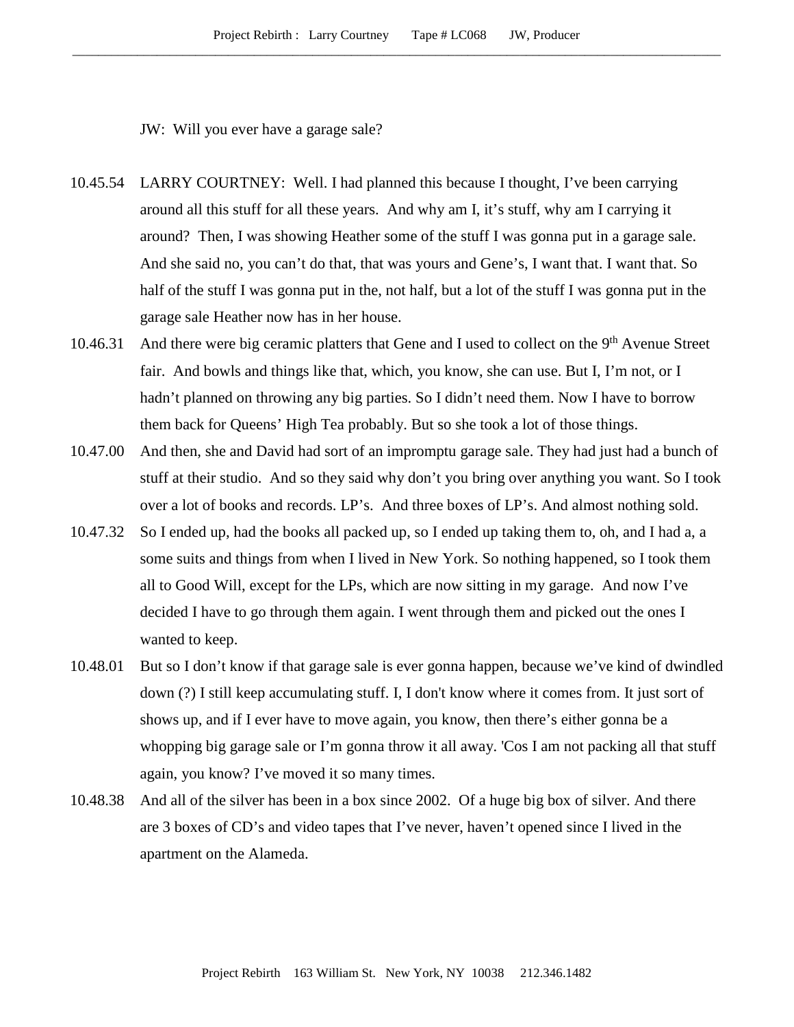JW: Will you ever have a garage sale?

10.45.54 LARRY COURTNEY: Well. I had planned this because I thought, I've been carrying around all this stuff for all these years. And why am I, it's stuff, why am I carrying it around? Then, I was showing Heather some of the stuff I was gonna put in a garage sale. And she said no, you can't do that, that was yours and Gene's, I want that. I want that. So half of the stuff I was gonna put in the, not half, but a lot of the stuff I was gonna put in the garage sale Heather now has in her house.

10.46.31 And there were big ceramic platters that Gene and I used to collect on the 9th Avenue Street fair. And bowls and things like that, which, you know, she can use. But I, I'm not, or I hadn't planned on throwing any big parties. So I didn't need them. Now I have to borrow them back for Queens' High Tea probably. But so she took a lot of those things.

10.47.00 And then, she and David had sort of an impromptu garage sale. They had just had a bunch of stuff at their studio. And so they said why don't you bring over anything you want. So I took over a lot of books and records. LP's. And three boxes of LP's. And almost nothing sold.

10.47.32 So I ended up, had the books all packed up, so I ended up taking them to, oh, and I had a, a some suits and things from when I lived in New York. So nothing happened, so I took them all to Good Will, except for the LPs, which are now sitting in my garage. And now I've decided I have to go through them again. I went through them and picked out the ones I wanted to keep.

10.48.01 But so I don't know if that garage sale is ever gonna happen, because we've kind of dwindled down (?) I still keep accumulating stuff. I, I don't know where it comes from. It just sort of shows up, and if I ever have to move again, you know, then there's either gonna be a whopping big garage sale or I'm gonna throw it all away. 'Cos I am not packing all that stuff again, you know? I've moved it so many times.

10.48.38 And all of the silver has been in a box since 2002. Of a huge big box of silver. And there are 3 boxes of CD's and video tapes that I've never, haven't opened since I lived in the apartment on the Alameda.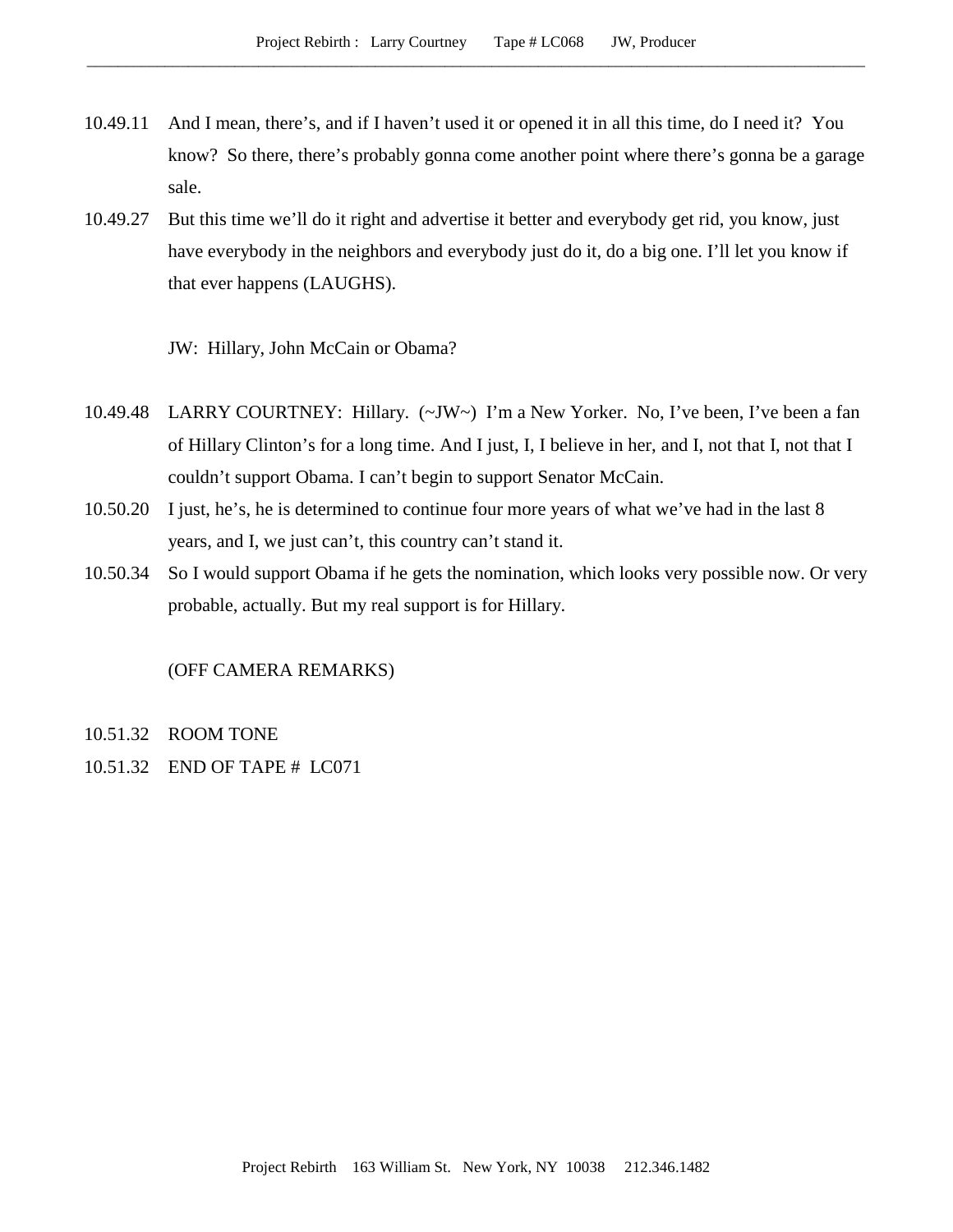10.49.11 And I mean, there's, and if I haven't used it or opened it in all this time, do I need it? You know? So there, there's probably gonna come another point where there's gonna be a garage sale.

10.49.27 But this time we'll do it right and advertise it better and everybody get rid, you know, just have everybody in the neighbors and everybody just do it, do a big one. I'll let you know if that ever happens (LAUGHS).

JW: Hillary, John McCain or Obama?

10.49.48 LARRY COURTNEY: Hillary. (~JW~) I'm a New Yorker. No, I've been, I've been a fan of Hillary Clinton's for a long time. And I just, I, I believe in her, and I, not that I, not that I couldn't support Obama. I can't begin to support Senator McCain.

10.50.20 I just, he's, he is determined to continue four more years of what we've had in the last 8 years, and I, we just can't, this country can't stand it.

10.50.34 So I would support Obama if he gets the nomination, which looks very possible now. Or very probable, actually. But my real support is for Hillary.

(OFF CAMERA REMARKS)

10.51.32 ROOM TONE

10.51.32 END OF TAPE # LC071